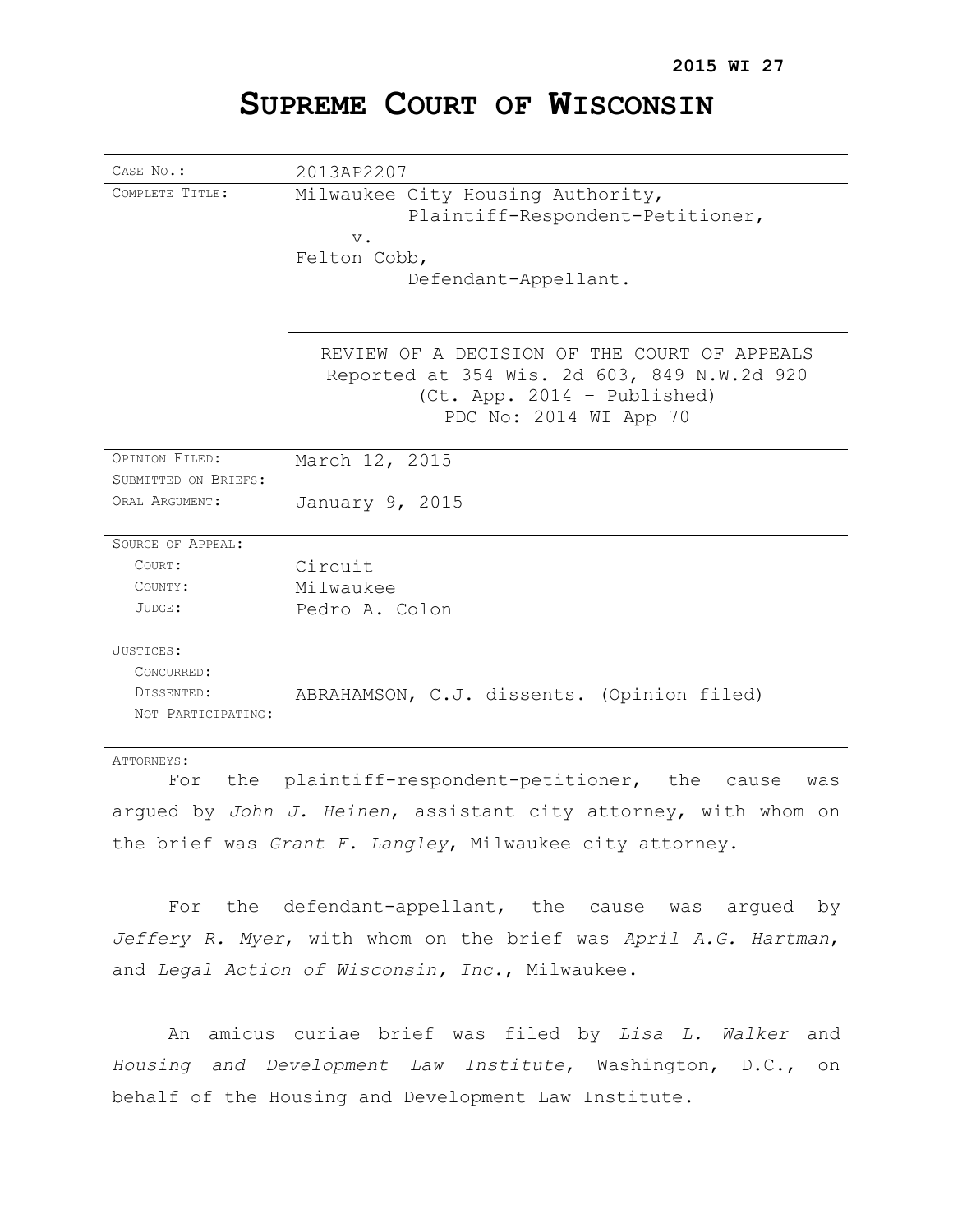**2015 WI 27**

# SUPREME COURT OF WISCONSIN

| | |
|---|---|
| CASE NO.: | 2013AP2207 |
| COMPLETE TITLE: | Milwaukee City Housing Authority,<br>Plaintiff-Respondent-Petitioner,<br>v.<br>Felton Cobb,<br>Defendant-Appellant. |
| | REVIEW OF A DECISION OF THE COURT OF APPEALS<br>Reported at 354 Wis. 2d 603, 849 N.W.2d 920<br>(Ct. App. 2014 – Published)<br>PDC No: 2014 WI App 70 |
| OPINION FILED: | March 12, 2015 |
| SUBMITTED ON BRIEFS: | |
| ORAL ARGUMENT: | January 9, 2015 |
| SOURCE OF APPEAL: | |
| COURT: | Circuit |
| COUNTY: | Milwaukee |
| JUDGE: | Pedro A. Colon |
| JUSTICES: | |
| CONCURRED: | |
| DISSENTED: | ABRAHAMSON, C.J. dissents. (Opinion filed) |
| NOT PARTICIPATING: | |

ATTORNEYS:

For the plaintiff-respondent-petitioner, the cause was argued by *John J. Heinen*, assistant city attorney, with whom on the brief was *Grant F. Langley*, Milwaukee city attorney.

For the defendant-appellant, the cause was argued by *Jeffery R. Myer*, with whom on the brief was *April A.G. Hartman*, and *Legal Action of Wisconsin, Inc.*, Milwaukee.

An amicus curiae brief was filed by *Lisa L. Walker* and *Housing and Development Law Institute*, Washington, D.C., on behalf of the Housing and Development Law Institute.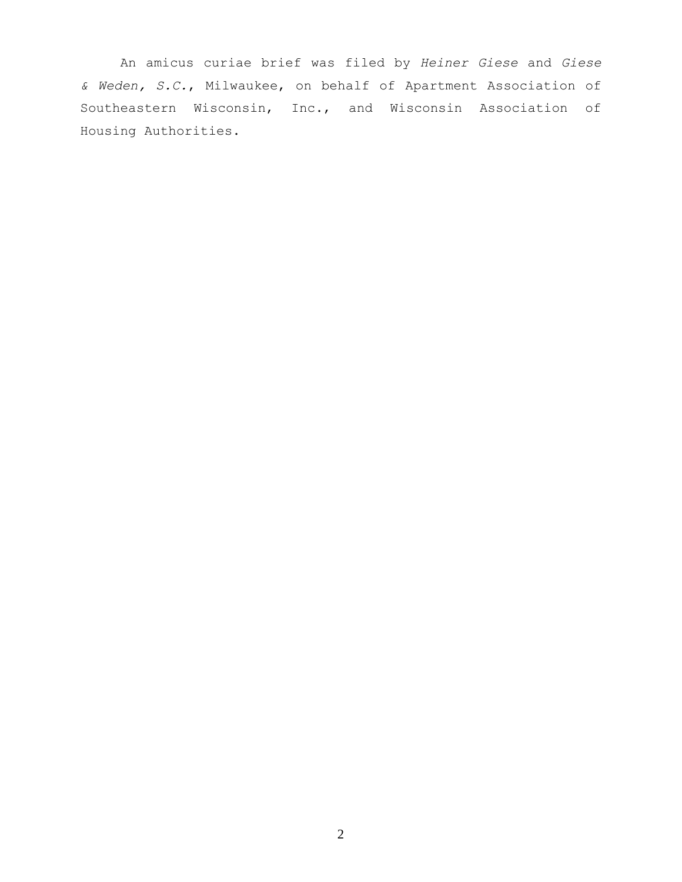An amicus curiae brief was filed by *Heiner Giese* and *Giese & Weden, S.C.*, Milwaukee, on behalf of Apartment Association of Southeastern Wisconsin, Inc., and Wisconsin Association of Housing Authorities.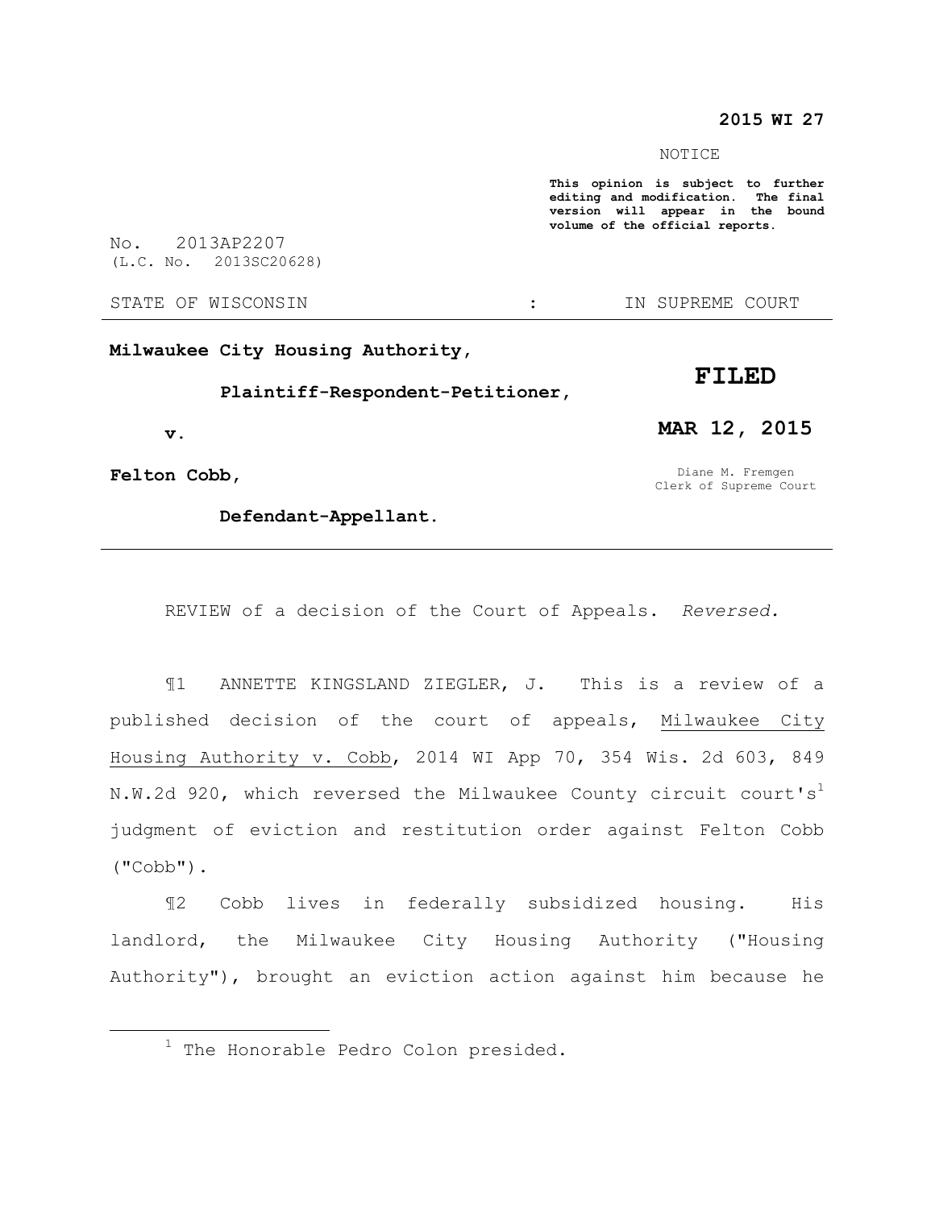**2015 WI 27**

NOTICE

**This opinion is subject to further editing and modification. The final version will appear in the bound volume of the official reports.**

No. 2013AP2207
(L.C. No. 2013SC20628)

STATE OF WISCONSIN : IN SUPREME COURT

---

**Milwaukee City Housing Authority,**

**Plaintiff-Respondent-Petitioner,**

**v.**

**Felton Cobb,**

**Defendant-Appellant.**

**FILED**

**MAR 12, 2015**

Diane M. Fremgen
Clerk of Supreme Court

---

REVIEW of a decision of the Court of Appeals. *Reversed.*

¶1 ANNETTE KINGSLAND ZIEGLER, J. This is a review of a published decision of the court of appeals, Milwaukee City Housing Authority v. Cobb, 2014 WI App 70, 354 Wis. 2d 603, 849 N.W.2d 920, which reversed the Milwaukee County circuit court's[1] judgment of eviction and restitution order against Felton Cobb ("Cobb").

¶2 Cobb lives in federally subsidized housing. His landlord, the Milwaukee City Housing Authority ("Housing Authority"), brought an eviction action against him because he

[1] The Honorable Pedro Colon presided.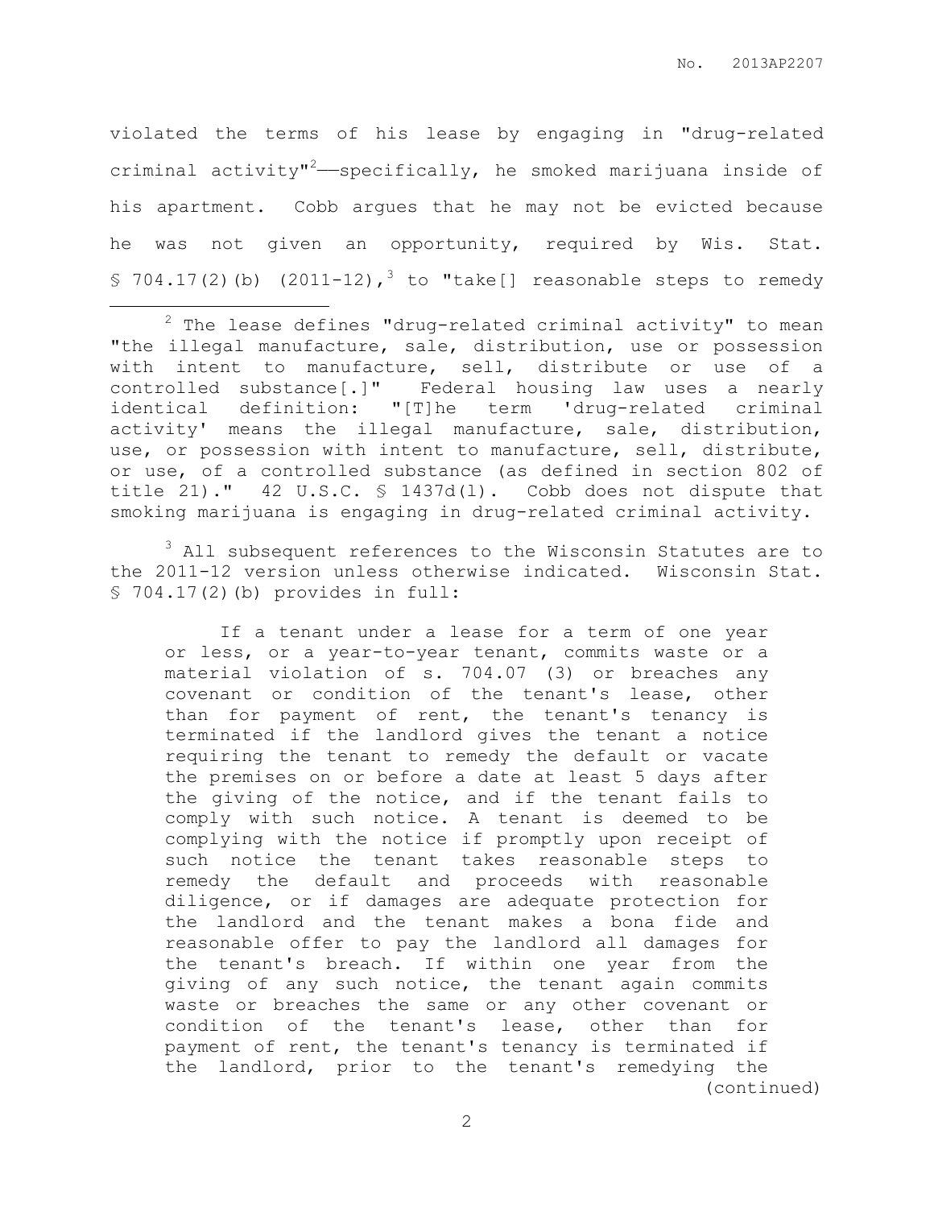violated the terms of his lease by engaging in "drug-related criminal activity"[2]——specifically, he smoked marijuana inside of his apartment. Cobb argues that he may not be evicted because he was not given an opportunity, required by Wis. Stat. § 704.17(2)(b) (2011-12),[3] to "take[] reasonable steps to remedy

---

[2] The lease defines "drug-related criminal activity" to mean "the illegal manufacture, sale, distribution, use or possession with intent to manufacture, sell, distribute or use of a controlled substance[.]" Federal housing law uses a nearly identical definition: "[T]he term 'drug-related criminal activity' means the illegal manufacture, sale, distribution, use, or possession with intent to manufacture, sell, distribute, or use, of a controlled substance (as defined in section 802 of title 21)." 42 U.S.C. § 1437d(l). Cobb does not dispute that smoking marijuana is engaging in drug-related criminal activity.

[3] All subsequent references to the Wisconsin Statutes are to the 2011-12 version unless otherwise indicated. Wisconsin Stat. § 704.17(2)(b) provides in full:

> If a tenant under a lease for a term of one year or less, or a year-to-year tenant, commits waste or a material violation of s. 704.07 (3) or breaches any covenant or condition of the tenant's lease, other than for payment of rent, the tenant's tenancy is terminated if the landlord gives the tenant a notice requiring the tenant to remedy the default or vacate the premises on or before a date at least 5 days after the giving of the notice, and if the tenant fails to comply with such notice. A tenant is deemed to be complying with the notice if promptly upon receipt of such notice the tenant takes reasonable steps to remedy the default and proceeds with reasonable diligence, or if damages are adequate protection for the landlord and the tenant makes a bona fide and reasonable offer to pay the landlord all damages for the tenant's breach. If within one year from the giving of any such notice, the tenant again commits waste or breaches the same or any other covenant or condition of the tenant's lease, other than for payment of rent, the tenant's tenancy is terminated if the landlord, prior to the tenant's remedying the

(continued)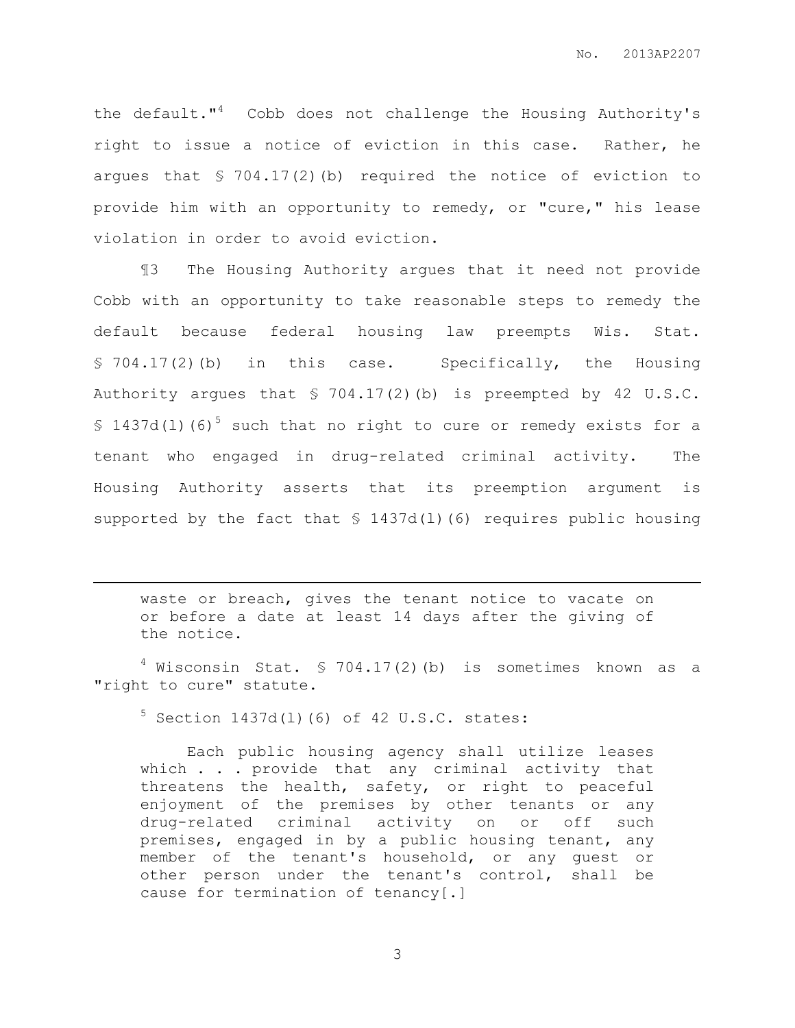the default."[4] Cobb does not challenge the Housing Authority's right to issue a notice of eviction in this case. Rather, he argues that § 704.17(2)(b) required the notice of eviction to provide him with an opportunity to remedy, or "cure," his lease violation in order to avoid eviction.

¶3 The Housing Authority argues that it need not provide Cobb with an opportunity to take reasonable steps to remedy the default because federal housing law preempts Wis. Stat. § 704.17(2)(b) in this case. Specifically, the Housing Authority argues that § 704.17(2)(b) is preempted by 42 U.S.C. § 1437d(l)(6)[5] such that no right to cure or remedy exists for a tenant who engaged in drug-related criminal activity. The Housing Authority asserts that its preemption argument is supported by the fact that § 1437d(l)(6) requires public housing

---

> waste or breach, gives the tenant notice to vacate on or before a date at least 14 days after the giving of the notice.

[4] Wisconsin Stat. § 704.17(2)(b) is sometimes known as a "right to cure" statute.

[5] Section 1437d(l)(6) of 42 U.S.C. states:

> Each public housing agency shall utilize leases which . . . provide that any criminal activity that threatens the health, safety, or right to peaceful enjoyment of the premises by other tenants or any drug-related criminal activity on or off such premises, engaged in by a public housing tenant, any member of the tenant's household, or any guest or other person under the tenant's control, shall be cause for termination of tenancy[.]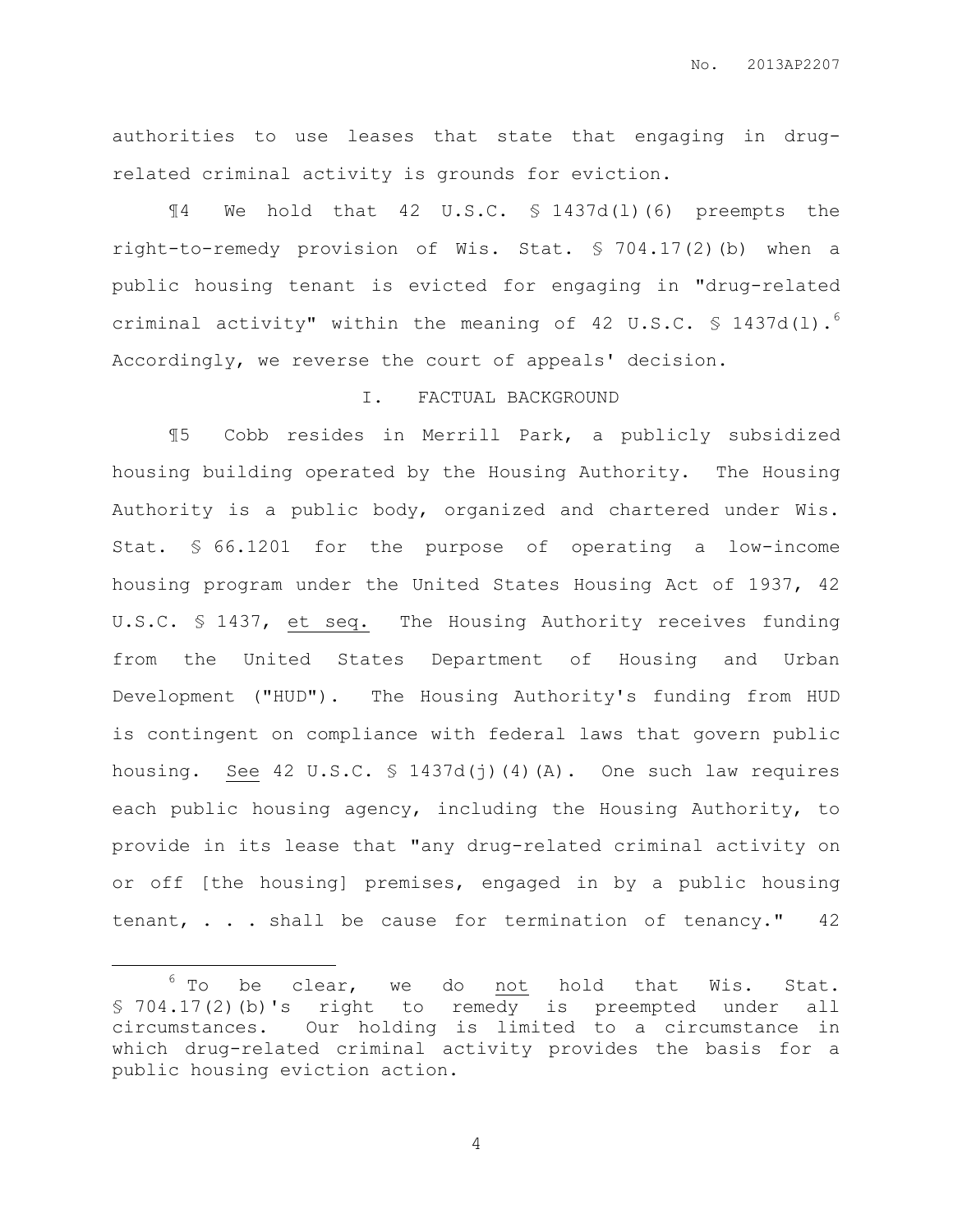authorities to use leases that state that engaging in drug-related criminal activity is grounds for eviction.

¶4 We hold that 42 U.S.C. § 1437d(l)(6) preempts the right-to-remedy provision of Wis. Stat. § 704.17(2)(b) when a public housing tenant is evicted for engaging in "drug-related criminal activity" within the meaning of 42 U.S.C. § 1437d(l).[6] Accordingly, we reverse the court of appeals' decision.

## I. FACTUAL BACKGROUND

¶5 Cobb resides in Merrill Park, a publicly subsidized housing building operated by the Housing Authority. The Housing Authority is a public body, organized and chartered under Wis. Stat. § 66.1201 for the purpose of operating a low-income housing program under the United States Housing Act of 1937, 42 U.S.C. § 1437, et seq. The Housing Authority receives funding from the United States Department of Housing and Urban Development ("HUD"). The Housing Authority's funding from HUD is contingent on compliance with federal laws that govern public housing. See 42 U.S.C. § 1437d(j)(4)(A). One such law requires each public housing agency, including the Housing Authority, to provide in its lease that "any drug-related criminal activity on or off [the housing] premises, engaged in by a public housing tenant, . . . shall be cause for termination of tenancy." 42

---

[6] To be clear, we do not hold that Wis. Stat. § 704.17(2)(b)'s right to remedy is preempted under all circumstances. Our holding is limited to a circumstance in which drug-related criminal activity provides the basis for a public housing eviction action.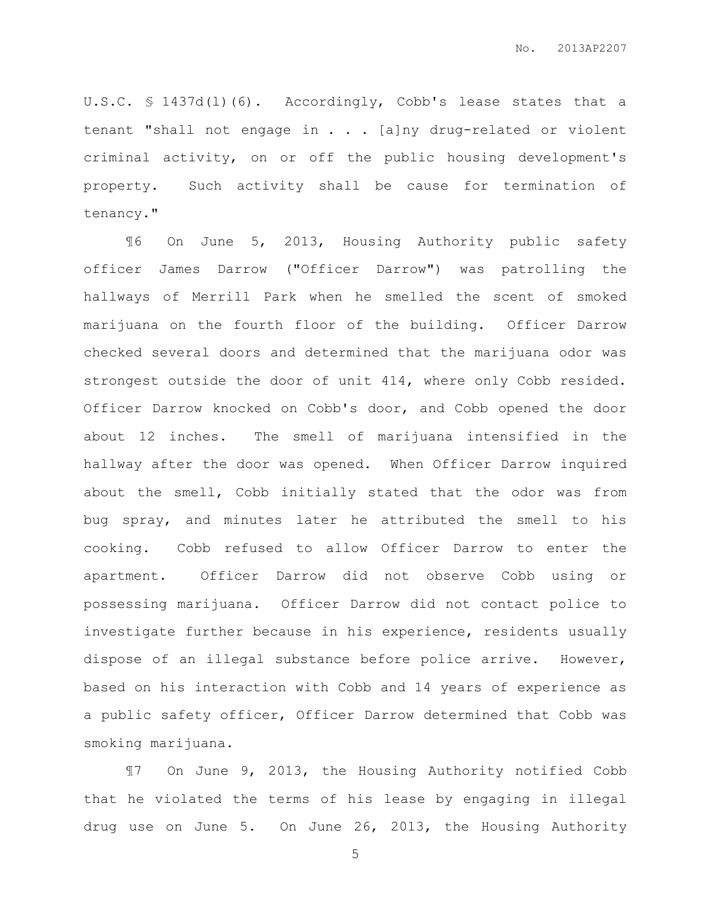U.S.C. § 1437d(l)(6). Accordingly, Cobb's lease states that a tenant "shall not engage in . . . [a]ny drug-related or violent criminal activity, on or off the public housing development's property. Such activity shall be cause for termination of tenancy."

¶6 On June 5, 2013, Housing Authority public safety officer James Darrow ("Officer Darrow") was patrolling the hallways of Merrill Park when he smelled the scent of smoked marijuana on the fourth floor of the building. Officer Darrow checked several doors and determined that the marijuana odor was strongest outside the door of unit 414, where only Cobb resided. Officer Darrow knocked on Cobb's door, and Cobb opened the door about 12 inches. The smell of marijuana intensified in the hallway after the door was opened. When Officer Darrow inquired about the smell, Cobb initially stated that the odor was from bug spray, and minutes later he attributed the smell to his cooking. Cobb refused to allow Officer Darrow to enter the apartment. Officer Darrow did not observe Cobb using or possessing marijuana. Officer Darrow did not contact police to investigate further because in his experience, residents usually dispose of an illegal substance before police arrive. However, based on his interaction with Cobb and 14 years of experience as a public safety officer, Officer Darrow determined that Cobb was smoking marijuana.

¶7 On June 9, 2013, the Housing Authority notified Cobb that he violated the terms of his lease by engaging in illegal drug use on June 5. On June 26, 2013, the Housing Authority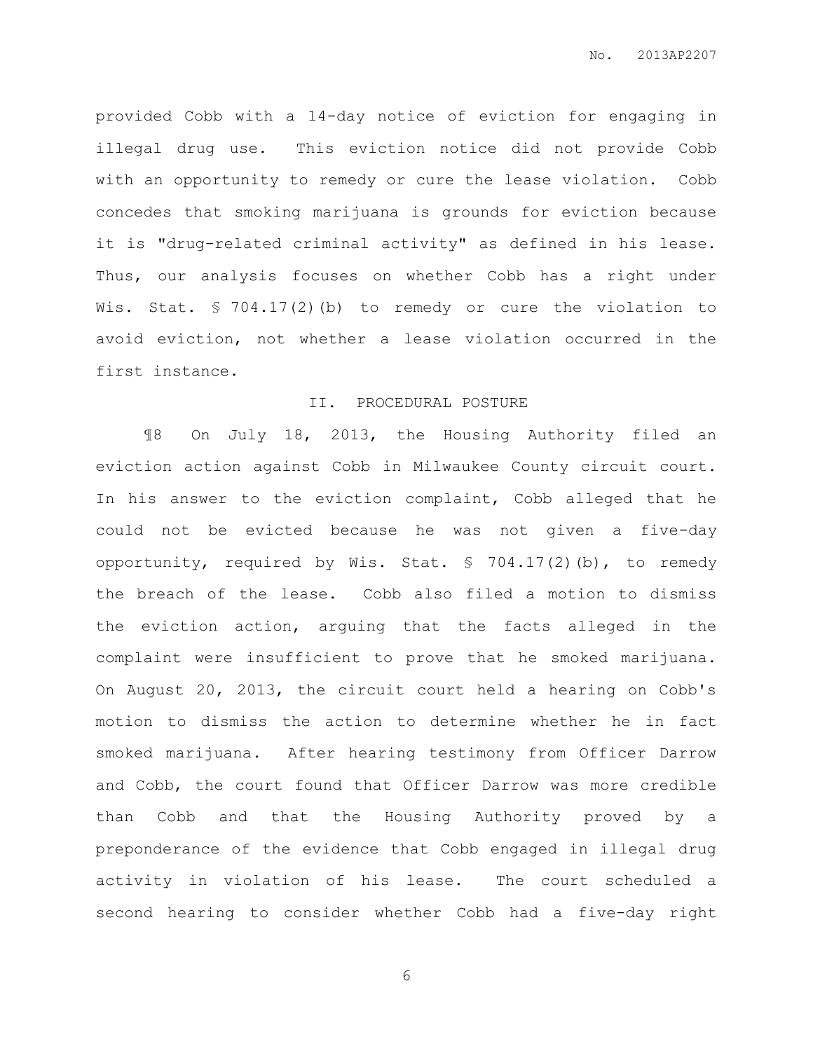provided Cobb with a 14-day notice of eviction for engaging in illegal drug use. This eviction notice did not provide Cobb with an opportunity to remedy or cure the lease violation. Cobb concedes that smoking marijuana is grounds for eviction because it is "drug-related criminal activity" as defined in his lease. Thus, our analysis focuses on whether Cobb has a right under Wis. Stat. § 704.17(2)(b) to remedy or cure the violation to avoid eviction, not whether a lease violation occurred in the first instance.

## II. PROCEDURAL POSTURE

¶8 On July 18, 2013, the Housing Authority filed an eviction action against Cobb in Milwaukee County circuit court. In his answer to the eviction complaint, Cobb alleged that he could not be evicted because he was not given a five-day opportunity, required by Wis. Stat. § 704.17(2)(b), to remedy the breach of the lease. Cobb also filed a motion to dismiss the eviction action, arguing that the facts alleged in the complaint were insufficient to prove that he smoked marijuana. On August 20, 2013, the circuit court held a hearing on Cobb's motion to dismiss the action to determine whether he in fact smoked marijuana. After hearing testimony from Officer Darrow and Cobb, the court found that Officer Darrow was more credible than Cobb and that the Housing Authority proved by a preponderance of the evidence that Cobb engaged in illegal drug activity in violation of his lease. The court scheduled a second hearing to consider whether Cobb had a five-day right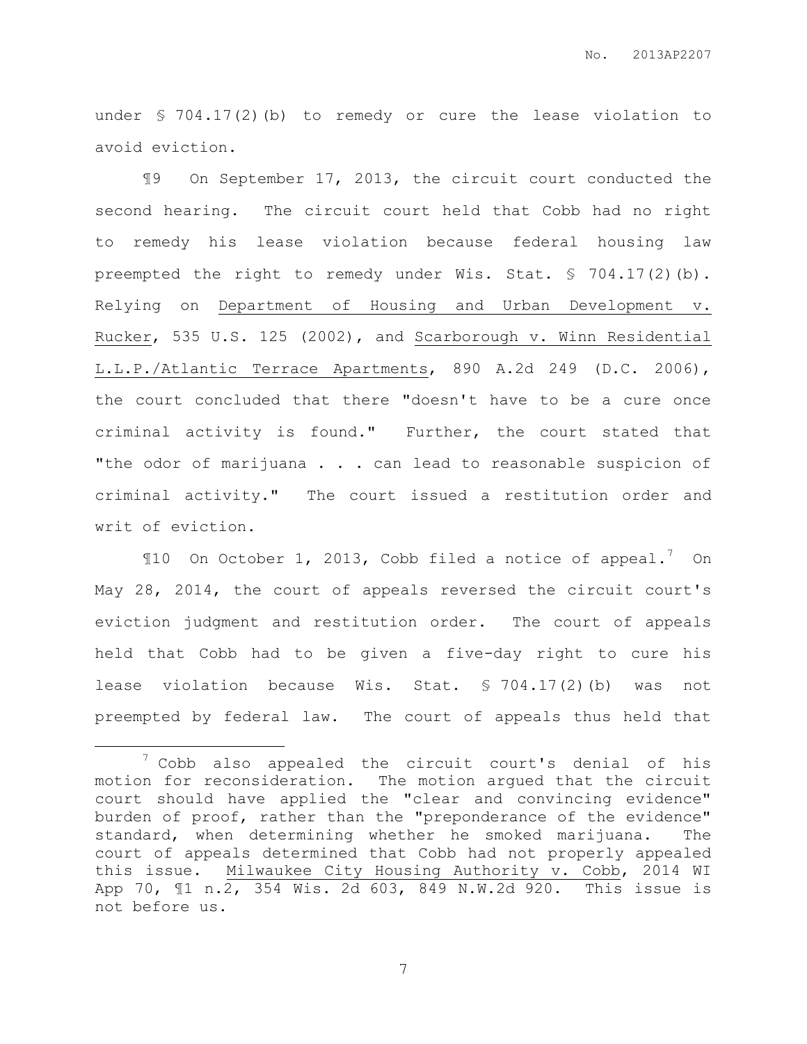under § 704.17(2)(b) to remedy or cure the lease violation to avoid eviction.

¶9 On September 17, 2013, the circuit court conducted the second hearing. The circuit court held that Cobb had no right to remedy his lease violation because federal housing law preempted the right to remedy under Wis. Stat. § 704.17(2)(b). Relying on Department of Housing and Urban Development v. Rucker, 535 U.S. 125 (2002), and Scarborough v. Winn Residential L.L.P./Atlantic Terrace Apartments, 890 A.2d 249 (D.C. 2006), the court concluded that there "doesn't have to be a cure once criminal activity is found." Further, the court stated that "the odor of marijuana . . . can lead to reasonable suspicion of criminal activity." The court issued a restitution order and writ of eviction.

¶10 On October 1, 2013, Cobb filed a notice of appeal.[7] On May 28, 2014, the court of appeals reversed the circuit court's eviction judgment and restitution order. The court of appeals held that Cobb had to be given a five-day right to cure his lease violation because Wis. Stat. § 704.17(2)(b) was not preempted by federal law. The court of appeals thus held that

---

[7] Cobb also appealed the circuit court's denial of his motion for reconsideration. The motion argued that the circuit court should have applied the "clear and convincing evidence" burden of proof, rather than the "preponderance of the evidence" standard, when determining whether he smoked marijuana. The court of appeals determined that Cobb had not properly appealed this issue. Milwaukee City Housing Authority v. Cobb, 2014 WI App 70, ¶1 n.2, 354 Wis. 2d 603, 849 N.W.2d 920. This issue is not before us.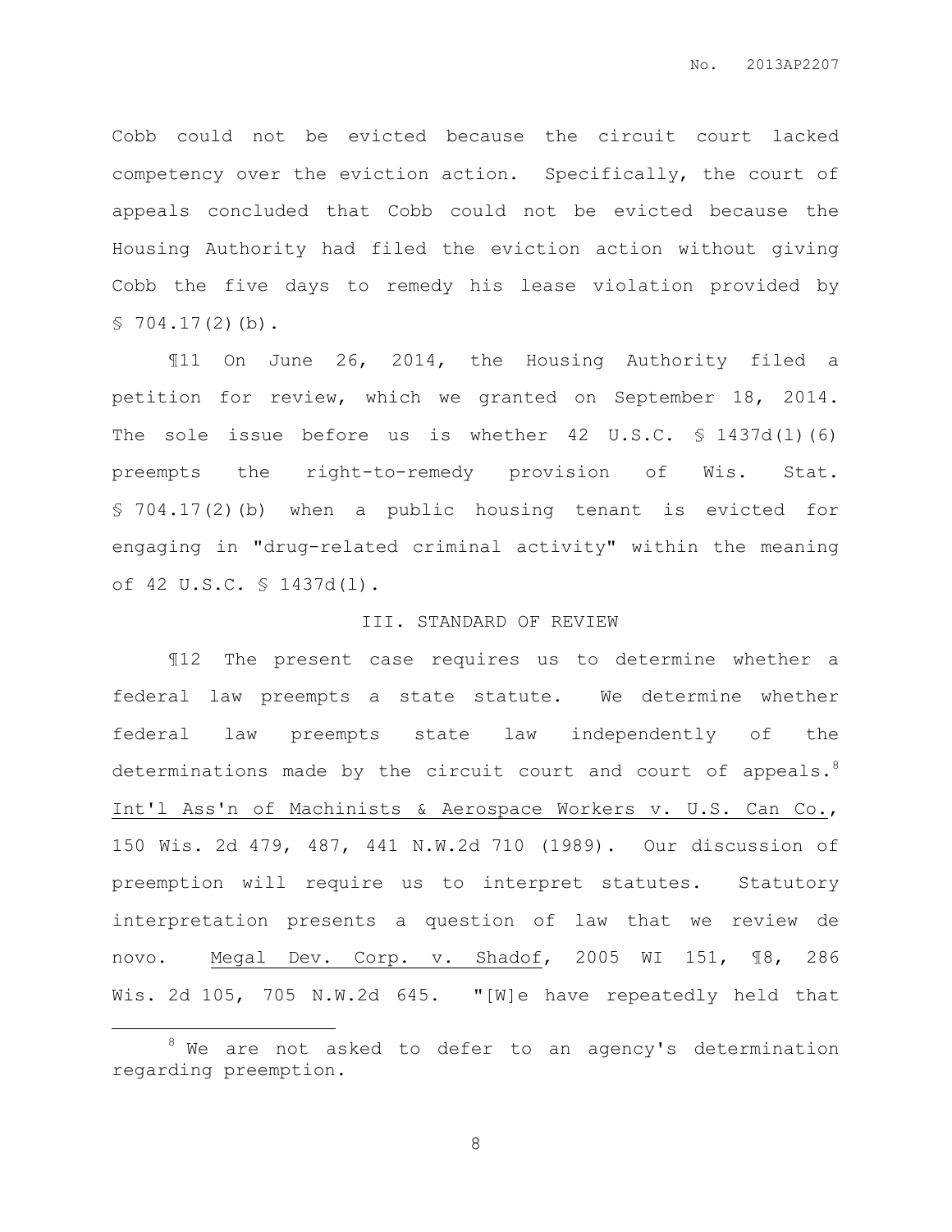Cobb could not be evicted because the circuit court lacked competency over the eviction action. Specifically, the court of appeals concluded that Cobb could not be evicted because the Housing Authority had filed the eviction action without giving Cobb the five days to remedy his lease violation provided by § 704.17(2)(b).

¶11 On June 26, 2014, the Housing Authority filed a petition for review, which we granted on September 18, 2014. The sole issue before us is whether 42 U.S.C. § 1437d(l)(6) preempts the right-to-remedy provision of Wis. Stat. § 704.17(2)(b) when a public housing tenant is evicted for engaging in "drug-related criminal activity" within the meaning of 42 U.S.C. § 1437d(l).

## III. STANDARD OF REVIEW

¶12 The present case requires us to determine whether a federal law preempts a state statute. We determine whether federal law preempts state law independently of the determinations made by the circuit court and court of appeals.[8] Int'l Ass'n of Machinists & Aerospace Workers v. U.S. Can Co., 150 Wis. 2d 479, 487, 441 N.W.2d 710 (1989). Our discussion of preemption will require us to interpret statutes. Statutory interpretation presents a question of law that we review de novo. Megal Dev. Corp. v. Shadof, 2005 WI 151, ¶8, 286 Wis. 2d 105, 705 N.W.2d 645. "[W]e have repeatedly held that

---

[8] We are not asked to defer to an agency's determination regarding preemption.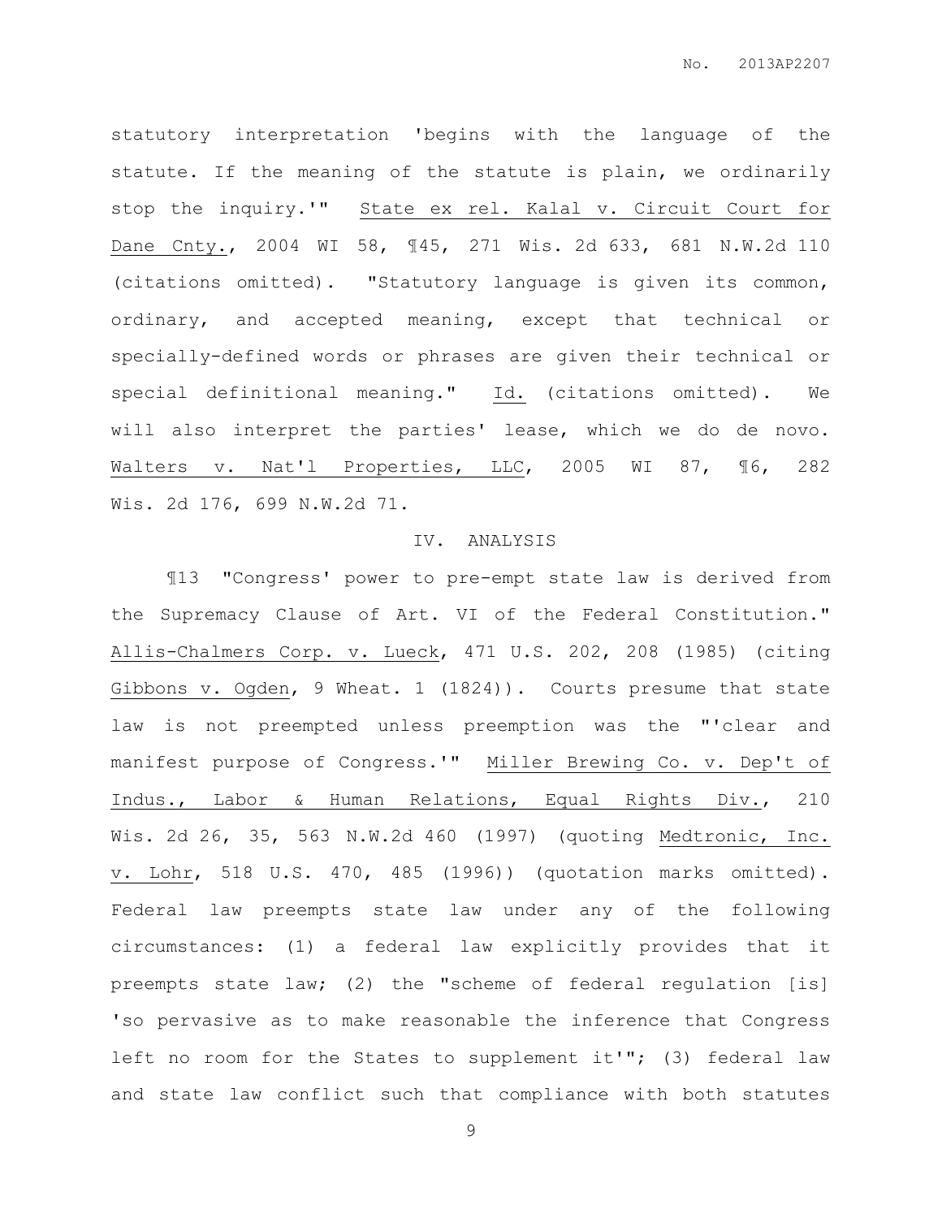statutory interpretation 'begins with the language of the statute. If the meaning of the statute is plain, we ordinarily stop the inquiry.'" State ex rel. Kalal v. Circuit Court for Dane Cnty., 2004 WI 58, ¶45, 271 Wis. 2d 633, 681 N.W.2d 110 (citations omitted). "Statutory language is given its common, ordinary, and accepted meaning, except that technical or specially-defined words or phrases are given their technical or special definitional meaning." Id. (citations omitted). We will also interpret the parties' lease, which we do de novo. Walters v. Nat'l Properties, LLC, 2005 WI 87, ¶6, 282 Wis. 2d 176, 699 N.W.2d 71.

## IV. ANALYSIS

¶13 "Congress' power to pre-empt state law is derived from the Supremacy Clause of Art. VI of the Federal Constitution." Allis-Chalmers Corp. v. Lueck, 471 U.S. 202, 208 (1985) (citing Gibbons v. Ogden, 9 Wheat. 1 (1824)). Courts presume that state law is not preempted unless preemption was the "'clear and manifest purpose of Congress.'" Miller Brewing Co. v. Dep't of Indus., Labor & Human Relations, Equal Rights Div., 210 Wis. 2d 26, 35, 563 N.W.2d 460 (1997) (quoting Medtronic, Inc. v. Lohr, 518 U.S. 470, 485 (1996)) (quotation marks omitted). Federal law preempts state law under any of the following circumstances: (1) a federal law explicitly provides that it preempts state law; (2) the "scheme of federal regulation [is] 'so pervasive as to make reasonable the inference that Congress left no room for the States to supplement it'"; (3) federal law and state law conflict such that compliance with both statutes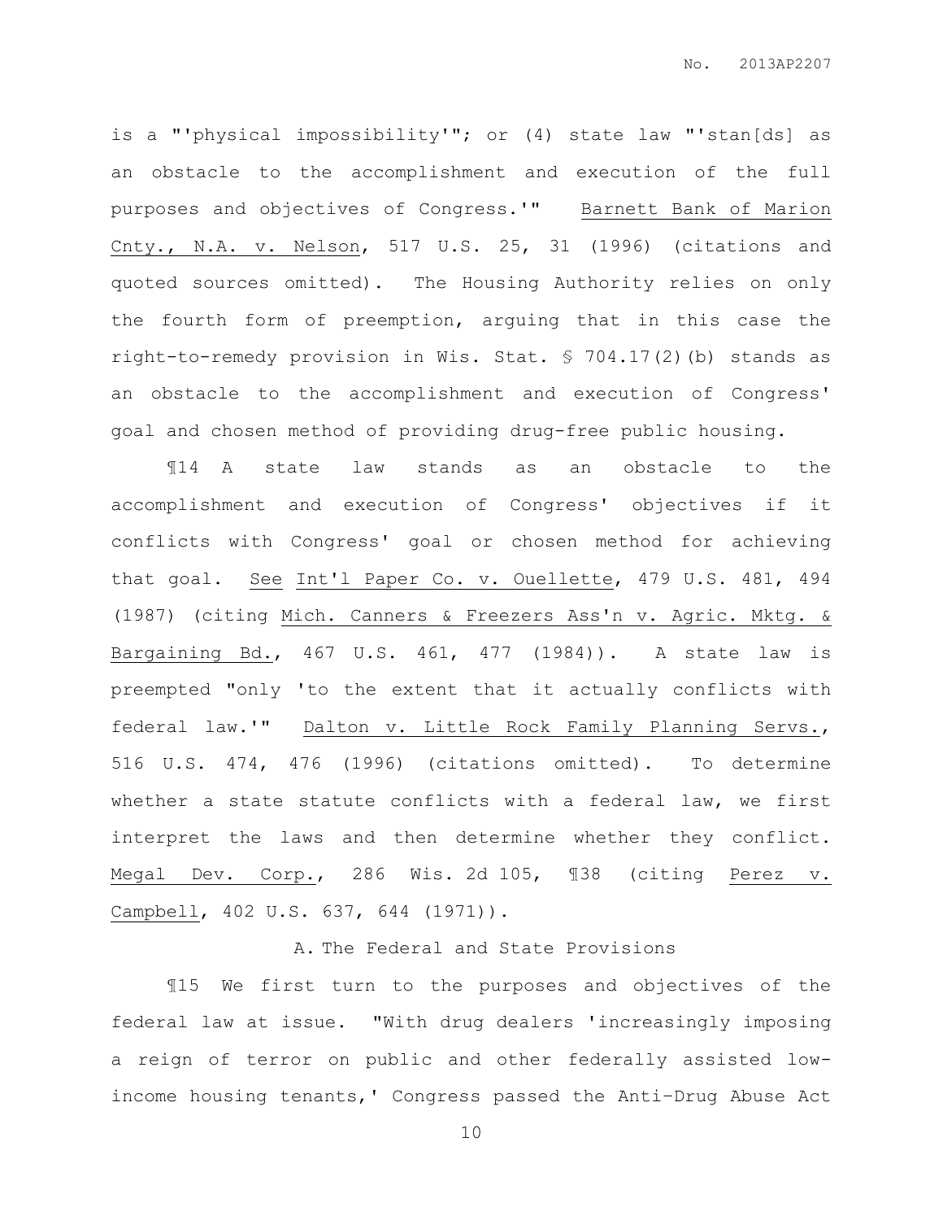is a "'physical impossibility'"; or (4) state law "'stan[ds] as an obstacle to the accomplishment and execution of the full purposes and objectives of Congress.'" Barnett Bank of Marion Cnty., N.A. v. Nelson, 517 U.S. 25, 31 (1996) (citations and quoted sources omitted). The Housing Authority relies on only the fourth form of preemption, arguing that in this case the right-to-remedy provision in Wis. Stat. § 704.17(2)(b) stands as an obstacle to the accomplishment and execution of Congress' goal and chosen method of providing drug-free public housing.

¶14 A state law stands as an obstacle to the accomplishment and execution of Congress' objectives if it conflicts with Congress' goal or chosen method for achieving that goal. See Int'l Paper Co. v. Ouellette, 479 U.S. 481, 494 (1987) (citing Mich. Canners & Freezers Ass'n v. Agric. Mktg. & Bargaining Bd., 467 U.S. 461, 477 (1984)). A state law is preempted "only 'to the extent that it actually conflicts with federal law.'" Dalton v. Little Rock Family Planning Servs., 516 U.S. 474, 476 (1996) (citations omitted). To determine whether a state statute conflicts with a federal law, we first interpret the laws and then determine whether they conflict. Megal Dev. Corp., 286 Wis. 2d 105, ¶38 (citing Perez v. Campbell, 402 U.S. 637, 644 (1971)).

### A. The Federal and State Provisions

¶15 We first turn to the purposes and objectives of the federal law at issue. "With drug dealers 'increasingly imposing a reign of terror on public and other federally assisted low-income housing tenants,' Congress passed the Anti-Drug Abuse Act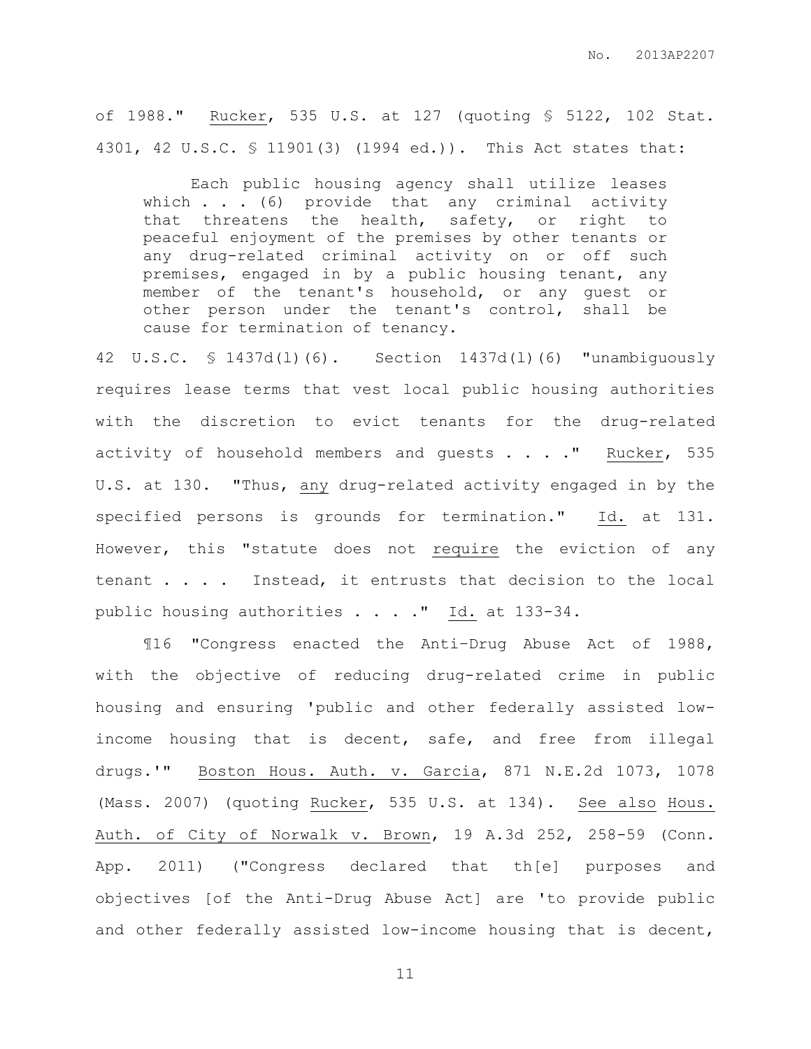of 1988." Rucker, 535 U.S. at 127 (quoting § 5122, 102 Stat. 4301, 42 U.S.C. § 11901(3) (1994 ed.)). This Act states that:

> Each public housing agency shall utilize leases which . . . (6) provide that any criminal activity that threatens the health, safety, or right to peaceful enjoyment of the premises by other tenants or any drug-related criminal activity on or off such premises, engaged in by a public housing tenant, any member of the tenant's household, or any guest or other person under the tenant's control, shall be cause for termination of tenancy.

42 U.S.C. § 1437d(l)(6). Section 1437d(l)(6) "unambiguously requires lease terms that vest local public housing authorities with the discretion to evict tenants for the drug-related activity of household members and guests . . . ." Rucker, 535 U.S. at 130. "Thus, any drug-related activity engaged in by the specified persons is grounds for termination." Id. at 131. However, this "statute does not require the eviction of any tenant . . . . Instead, it entrusts that decision to the local public housing authorities . . . ." Id. at 133-34.

¶16 "Congress enacted the Anti-Drug Abuse Act of 1988, with the objective of reducing drug-related crime in public housing and ensuring 'public and other federally assisted low-income housing that is decent, safe, and free from illegal drugs.'" Boston Hous. Auth. v. Garcia, 871 N.E.2d 1073, 1078 (Mass. 2007) (quoting Rucker, 535 U.S. at 134). See also Hous. Auth. of City of Norwalk v. Brown, 19 A.3d 252, 258-59 (Conn. App. 2011) ("Congress declared that th[e] purposes and objectives [of the Anti-Drug Abuse Act] are 'to provide public and other federally assisted low-income housing that is decent,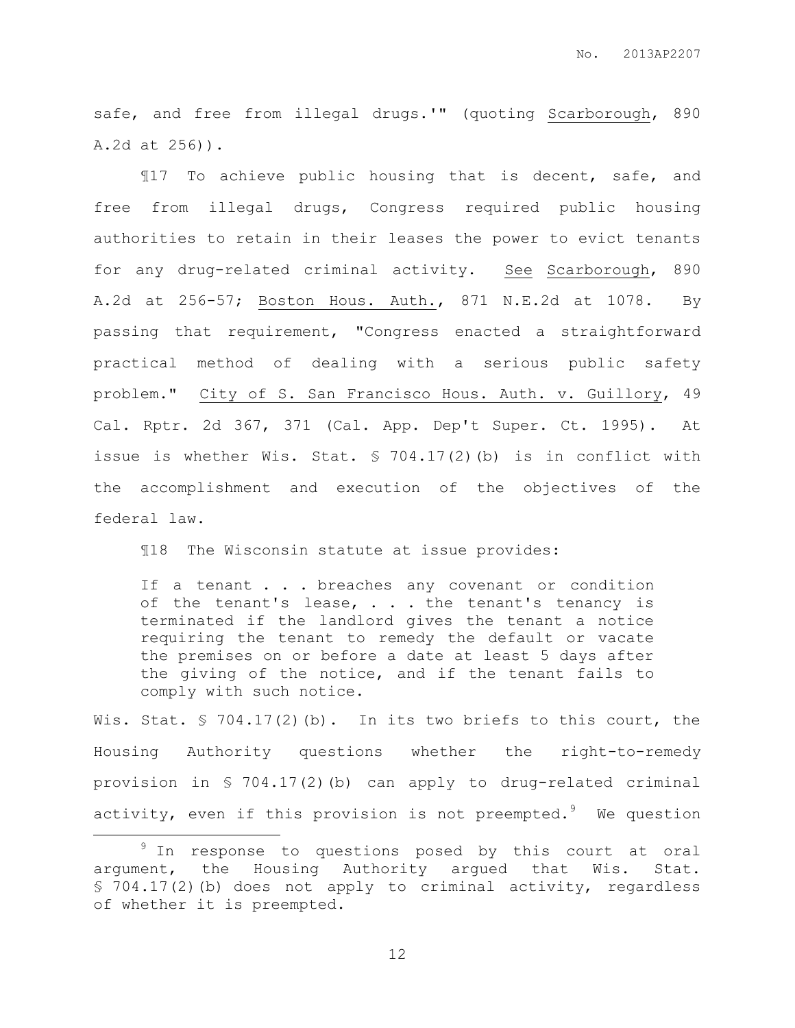safe, and free from illegal drugs.'" (quoting Scarborough, 890 A.2d at 256)).

¶17 To achieve public housing that is decent, safe, and free from illegal drugs, Congress required public housing authorities to retain in their leases the power to evict tenants for any drug-related criminal activity. See Scarborough, 890 A.2d at 256-57; Boston Hous. Auth., 871 N.E.2d at 1078. By passing that requirement, "Congress enacted a straightforward practical method of dealing with a serious public safety problem." City of S. San Francisco Hous. Auth. v. Guillory, 49 Cal. Rptr. 2d 367, 371 (Cal. App. Dep't Super. Ct. 1995). At issue is whether Wis. Stat. § 704.17(2)(b) is in conflict with the accomplishment and execution of the objectives of the federal law.

¶18 The Wisconsin statute at issue provides:

> If a tenant . . . breaches any covenant or condition of the tenant's lease, . . . the tenant's tenancy is terminated if the landlord gives the tenant a notice requiring the tenant to remedy the default or vacate the premises on or before a date at least 5 days after the giving of the notice, and if the tenant fails to comply with such notice.

Wis. Stat. § 704.17(2)(b). In its two briefs to this court, the Housing Authority questions whether the right-to-remedy provision in § 704.17(2)(b) can apply to drug-related criminal activity, even if this provision is not preempted.[9] We question

[9] In response to questions posed by this court at oral argument, the Housing Authority argued that Wis. Stat. § 704.17(2)(b) does not apply to criminal activity, regardless of whether it is preempted.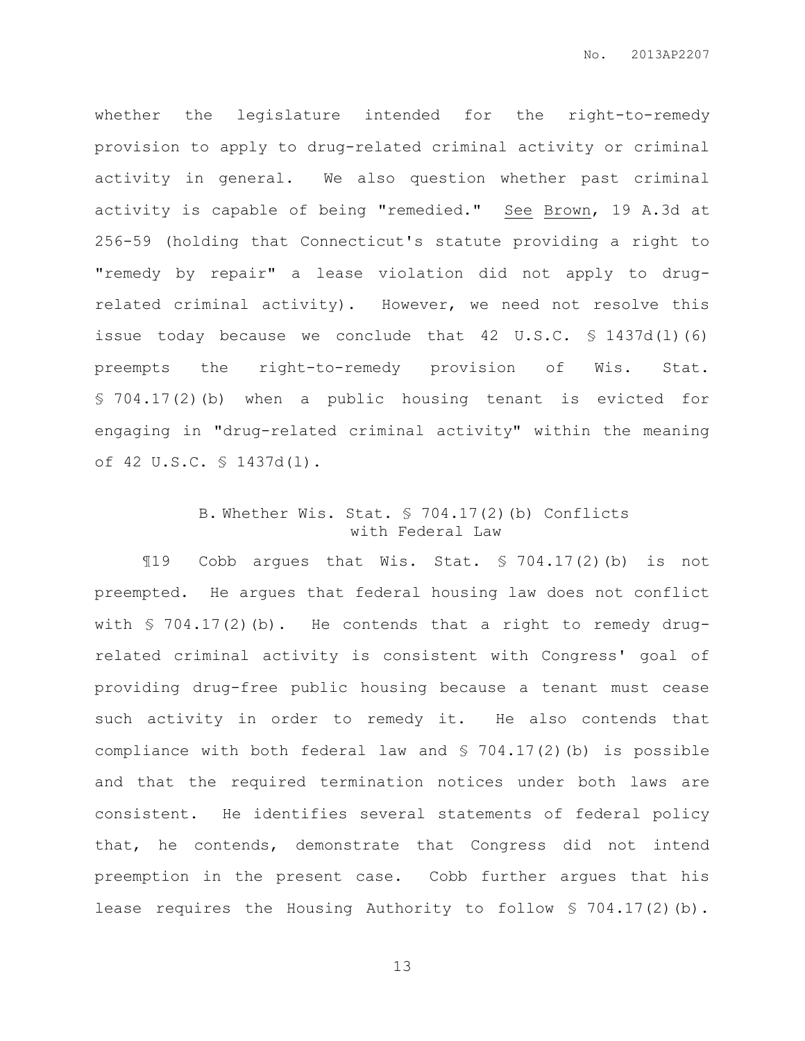whether the legislature intended for the right-to-remedy provision to apply to drug-related criminal activity or criminal activity in general. We also question whether past criminal activity is capable of being "remedied." See Brown, 19 A.3d at 256-59 (holding that Connecticut's statute providing a right to "remedy by repair" a lease violation did not apply to drug-related criminal activity). However, we need not resolve this issue today because we conclude that 42 U.S.C. § 1437d(l)(6) preempts the right-to-remedy provision of Wis. Stat. § 704.17(2)(b) when a public housing tenant is evicted for engaging in "drug-related criminal activity" within the meaning of 42 U.S.C. § 1437d(l).

### B. Whether Wis. Stat. § 704.17(2)(b) Conflicts with Federal Law

¶19 Cobb argues that Wis. Stat. § 704.17(2)(b) is not preempted. He argues that federal housing law does not conflict with § 704.17(2)(b). He contends that a right to remedy drug-related criminal activity is consistent with Congress' goal of providing drug-free public housing because a tenant must cease such activity in order to remedy it. He also contends that compliance with both federal law and § 704.17(2)(b) is possible and that the required termination notices under both laws are consistent. He identifies several statements of federal policy that, he contends, demonstrate that Congress did not intend preemption in the present case. Cobb further argues that his lease requires the Housing Authority to follow § 704.17(2)(b).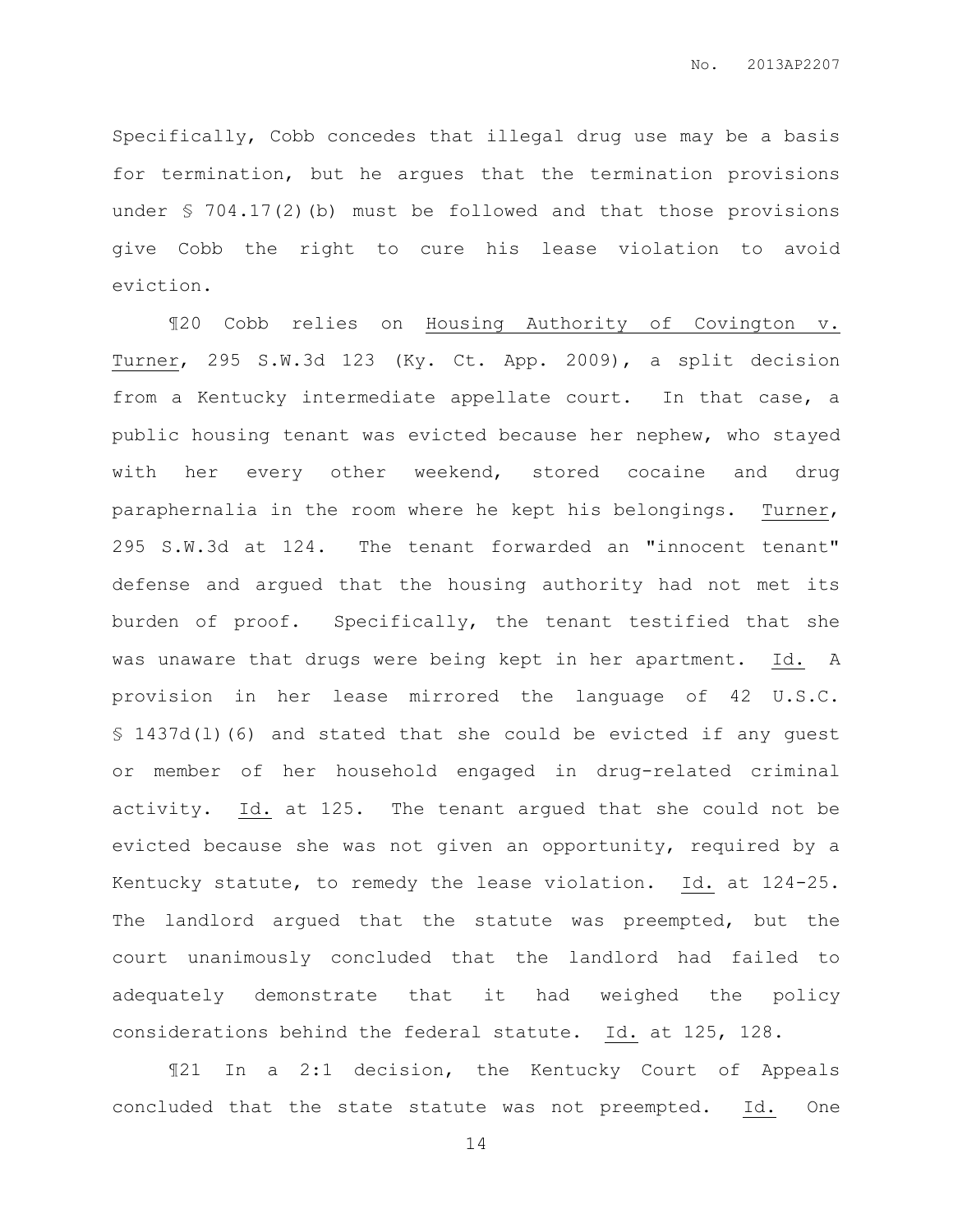Specifically, Cobb concedes that illegal drug use may be a basis for termination, but he argues that the termination provisions under § 704.17(2)(b) must be followed and that those provisions give Cobb the right to cure his lease violation to avoid eviction.

¶20 Cobb relies on Housing Authority of Covington v. Turner, 295 S.W.3d 123 (Ky. Ct. App. 2009), a split decision from a Kentucky intermediate appellate court. In that case, a public housing tenant was evicted because her nephew, who stayed with her every other weekend, stored cocaine and drug paraphernalia in the room where he kept his belongings. Turner, 295 S.W.3d at 124. The tenant forwarded an "innocent tenant" defense and argued that the housing authority had not met its burden of proof. Specifically, the tenant testified that she was unaware that drugs were being kept in her apartment. Id. A provision in her lease mirrored the language of 42 U.S.C. § 1437d(l)(6) and stated that she could be evicted if any guest or member of her household engaged in drug-related criminal activity. Id. at 125. The tenant argued that she could not be evicted because she was not given an opportunity, required by a Kentucky statute, to remedy the lease violation. Id. at 124-25. The landlord argued that the statute was preempted, but the court unanimously concluded that the landlord had failed to adequately demonstrate that it had weighed the policy considerations behind the federal statute. Id. at 125, 128.

¶21 In a 2:1 decision, the Kentucky Court of Appeals concluded that the state statute was not preempted. Id. One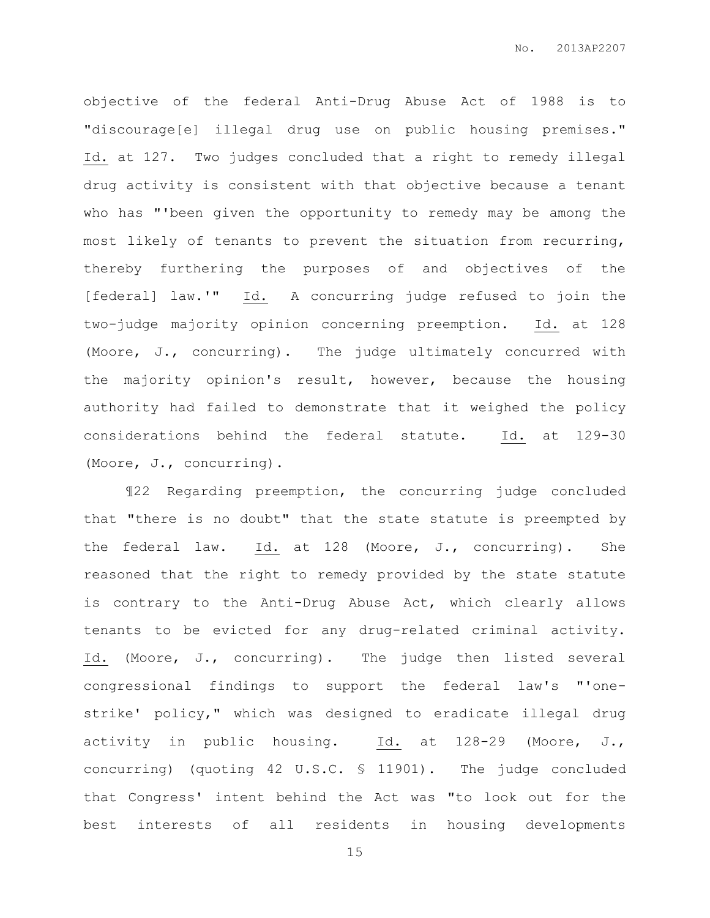objective of the federal Anti-Drug Abuse Act of 1988 is to "discourage[e] illegal drug use on public housing premises." Id. at 127. Two judges concluded that a right to remedy illegal drug activity is consistent with that objective because a tenant who has "'been given the opportunity to remedy may be among the most likely of tenants to prevent the situation from recurring, thereby furthering the purposes of and objectives of the [federal] law.'" Id. A concurring judge refused to join the two-judge majority opinion concerning preemption. Id. at 128 (Moore, J., concurring). The judge ultimately concurred with the majority opinion's result, however, because the housing authority had failed to demonstrate that it weighed the policy considerations behind the federal statute. Id. at 129-30 (Moore, J., concurring).

¶22 Regarding preemption, the concurring judge concluded that "there is no doubt" that the state statute is preempted by the federal law. Id. at 128 (Moore, J., concurring). She reasoned that the right to remedy provided by the state statute is contrary to the Anti-Drug Abuse Act, which clearly allows tenants to be evicted for any drug-related criminal activity. Id. (Moore, J., concurring). The judge then listed several congressional findings to support the federal law's "'one-strike' policy," which was designed to eradicate illegal drug activity in public housing. Id. at 128-29 (Moore, J., concurring) (quoting 42 U.S.C. § 11901). The judge concluded that Congress' intent behind the Act was "to look out for the best interests of all residents in housing developments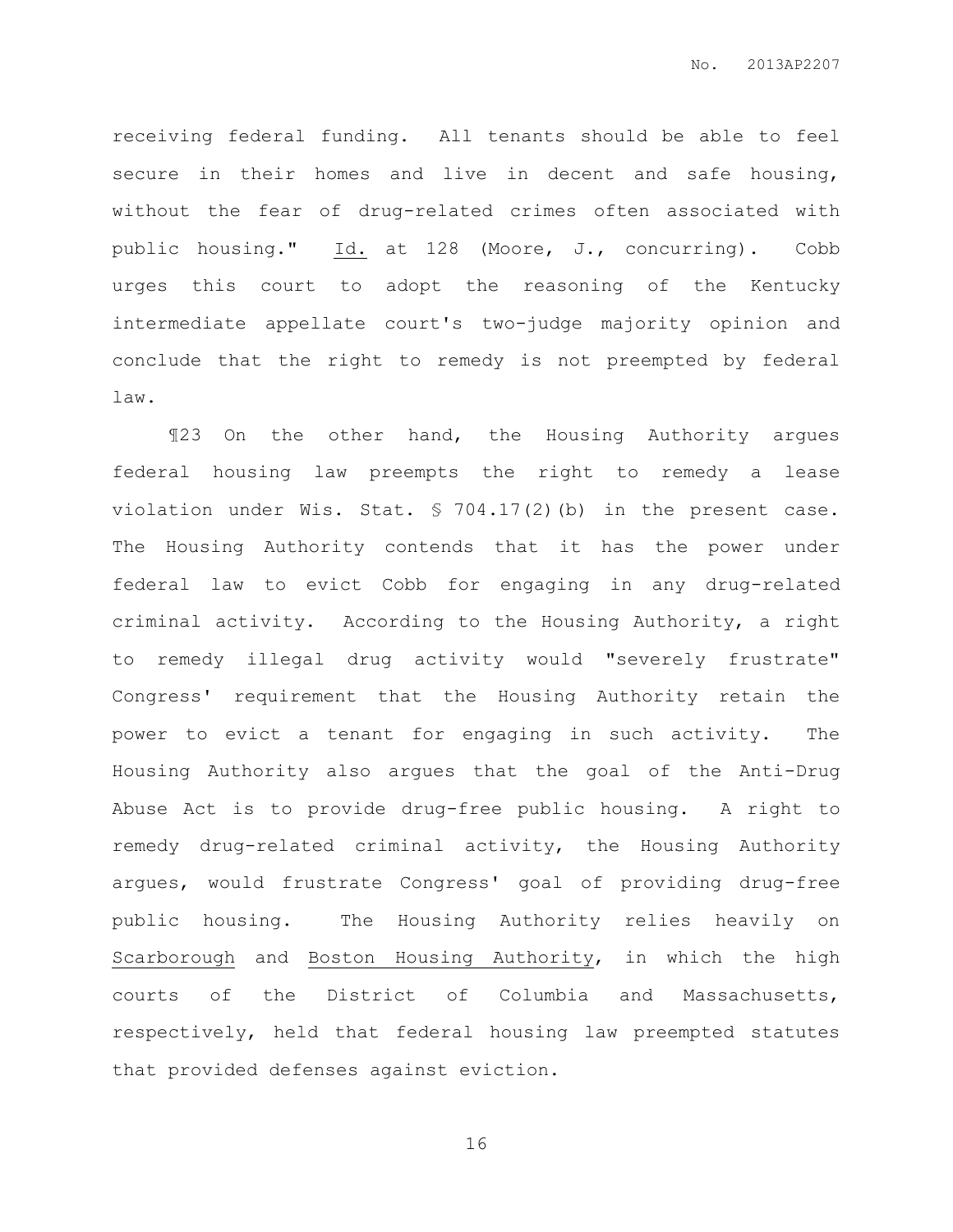receiving federal funding. All tenants should be able to feel secure in their homes and live in decent and safe housing, without the fear of drug-related crimes often associated with public housing." Id. at 128 (Moore, J., concurring). Cobb urges this court to adopt the reasoning of the Kentucky intermediate appellate court's two-judge majority opinion and conclude that the right to remedy is not preempted by federal law.

¶23 On the other hand, the Housing Authority argues federal housing law preempts the right to remedy a lease violation under Wis. Stat. § 704.17(2)(b) in the present case. The Housing Authority contends that it has the power under federal law to evict Cobb for engaging in any drug-related criminal activity. According to the Housing Authority, a right to remedy illegal drug activity would "severely frustrate" Congress' requirement that the Housing Authority retain the power to evict a tenant for engaging in such activity. The Housing Authority also argues that the goal of the Anti-Drug Abuse Act is to provide drug-free public housing. A right to remedy drug-related criminal activity, the Housing Authority argues, would frustrate Congress' goal of providing drug-free public housing. The Housing Authority relies heavily on Scarborough and Boston Housing Authority, in which the high courts of the District of Columbia and Massachusetts, respectively, held that federal housing law preempted statutes that provided defenses against eviction.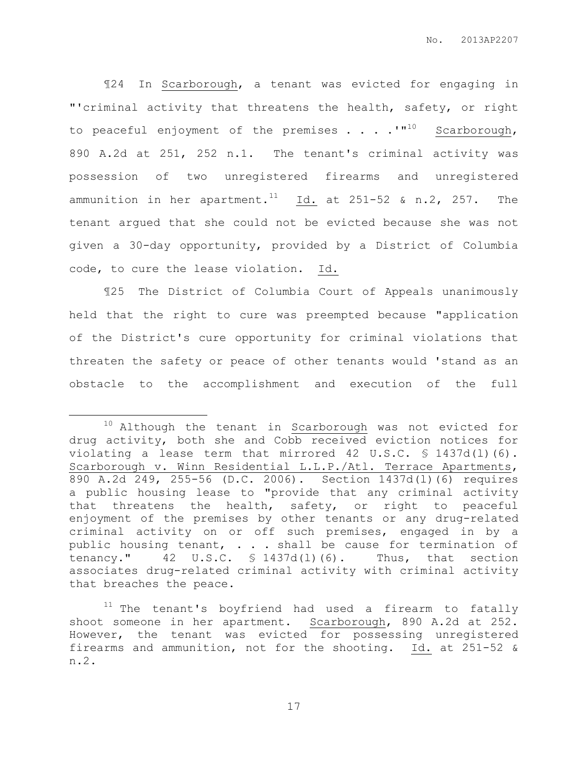¶24 In Scarborough, a tenant was evicted for engaging in "'criminal activity that threatens the health, safety, or right to peaceful enjoyment of the premises . . . .'"[10] Scarborough, 890 A.2d at 251, 252 n.1. The tenant's criminal activity was possession of two unregistered firearms and unregistered ammunition in her apartment.[11] Id. at 251-52 & n.2, 257. The tenant argued that she could not be evicted because she was not given a 30-day opportunity, provided by a District of Columbia code, to cure the lease violation. Id.

¶25 The District of Columbia Court of Appeals unanimously held that the right to cure was preempted because "application of the District's cure opportunity for criminal violations that threaten the safety or peace of other tenants would 'stand as an obstacle to the accomplishment and execution of the full

---

[10] Although the tenant in Scarborough was not evicted for drug activity, both she and Cobb received eviction notices for violating a lease term that mirrored 42 U.S.C. § 1437d(l)(6). Scarborough v. Winn Residential L.L.P./Atl. Terrace Apartments, 890 A.2d 249, 255-56 (D.C. 2006). Section 1437d(l)(6) requires a public housing lease to "provide that any criminal activity that threatens the health, safety, or right to peaceful enjoyment of the premises by other tenants or any drug-related criminal activity on or off such premises, engaged in by a public housing tenant, . . . shall be cause for termination of tenancy." 42 U.S.C. § 1437d(l)(6). Thus, that section associates drug-related criminal activity with criminal activity that breaches the peace.

[11] The tenant's boyfriend had used a firearm to fatally shoot someone in her apartment. Scarborough, 890 A.2d at 252. However, the tenant was evicted for possessing unregistered firearms and ammunition, not for the shooting. Id. at 251-52 & n.2.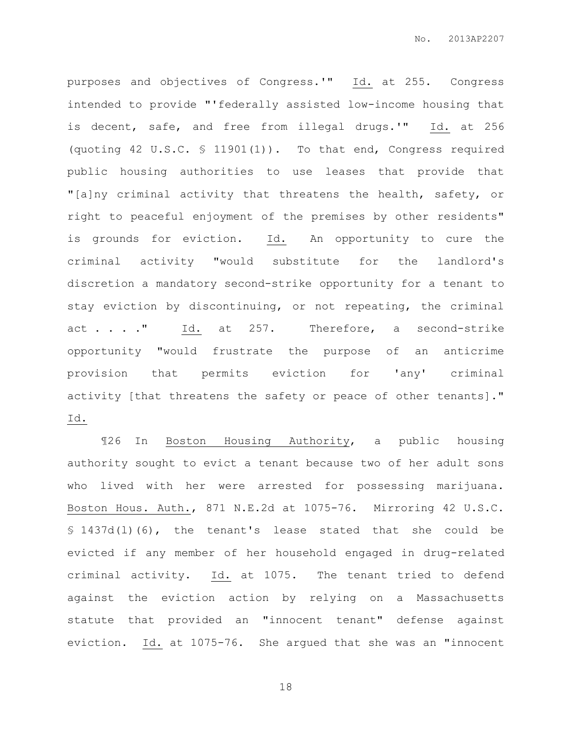purposes and objectives of Congress.'" Id. at 255. Congress intended to provide "'federally assisted low-income housing that is decent, safe, and free from illegal drugs.'" Id. at 256 (quoting 42 U.S.C. § 11901(1)). To that end, Congress required public housing authorities to use leases that provide that "[a]ny criminal activity that threatens the health, safety, or right to peaceful enjoyment of the premises by other residents" is grounds for eviction. Id. An opportunity to cure the criminal activity "would substitute for the landlord's discretion a mandatory second-strike opportunity for a tenant to stay eviction by discontinuing, or not repeating, the criminal act . . . ." Id. at 257. Therefore, a second-strike opportunity "would frustrate the purpose of an anticrime provision that permits eviction for 'any' criminal activity [that threatens the safety or peace of other tenants]." Id.

¶26 In Boston Housing Authority, a public housing authority sought to evict a tenant because two of her adult sons who lived with her were arrested for possessing marijuana. Boston Hous. Auth., 871 N.E.2d at 1075-76. Mirroring 42 U.S.C. § 1437d(l)(6), the tenant's lease stated that she could be evicted if any member of her household engaged in drug-related criminal activity. Id. at 1075. The tenant tried to defend against the eviction action by relying on a Massachusetts statute that provided an "innocent tenant" defense against eviction. Id. at 1075-76. She argued that she was an "innocent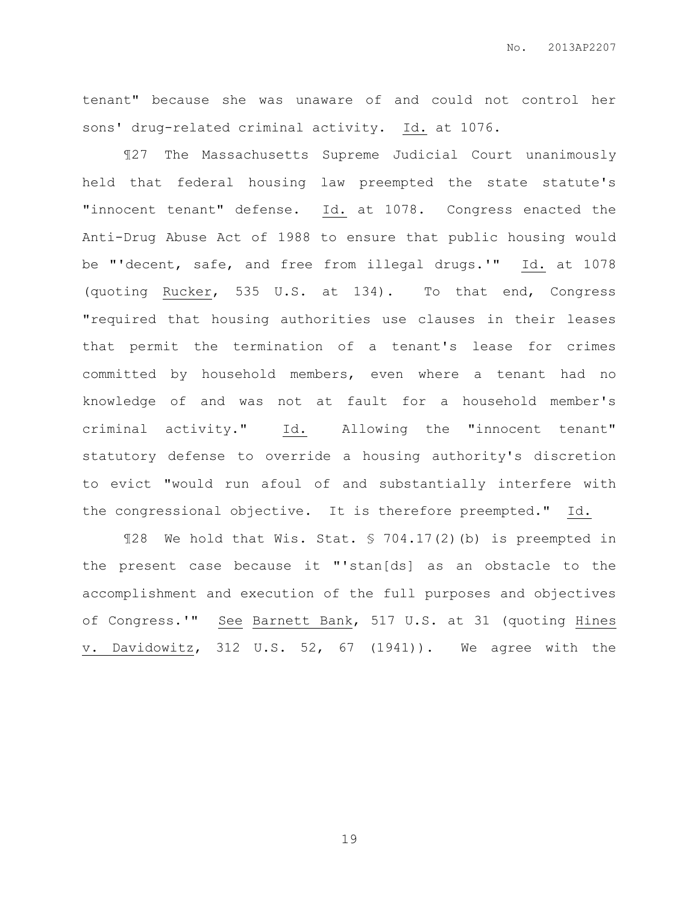tenant" because she was unaware of and could not control her sons' drug-related criminal activity. Id. at 1076.

¶27 The Massachusetts Supreme Judicial Court unanimously held that federal housing law preempted the state statute's "innocent tenant" defense. Id. at 1078. Congress enacted the Anti-Drug Abuse Act of 1988 to ensure that public housing would be "'decent, safe, and free from illegal drugs.'" Id. at 1078 (quoting Rucker, 535 U.S. at 134). To that end, Congress "required that housing authorities use clauses in their leases that permit the termination of a tenant's lease for crimes committed by household members, even where a tenant had no knowledge of and was not at fault for a household member's criminal activity." Id. Allowing the "innocent tenant" statutory defense to override a housing authority's discretion to evict "would run afoul of and substantially interfere with the congressional objective. It is therefore preempted." Id.

¶28 We hold that Wis. Stat. § 704.17(2)(b) is preempted in the present case because it "'stan[ds] as an obstacle to the accomplishment and execution of the full purposes and objectives of Congress.'" See Barnett Bank, 517 U.S. at 31 (quoting Hines v. Davidowitz, 312 U.S. 52, 67 (1941)). We agree with the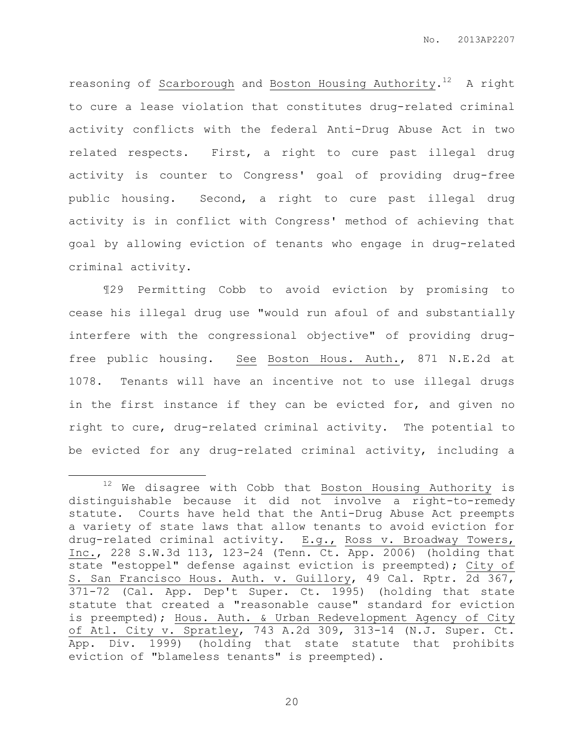reasoning of Scarborough and Boston Housing Authority.[12] A right to cure a lease violation that constitutes drug-related criminal activity conflicts with the federal Anti-Drug Abuse Act in two related respects. First, a right to cure past illegal drug activity is counter to Congress' goal of providing drug-free public housing. Second, a right to cure past illegal drug activity is in conflict with Congress' method of achieving that goal by allowing eviction of tenants who engage in drug-related criminal activity.

¶29 Permitting Cobb to avoid eviction by promising to cease his illegal drug use "would run afoul of and substantially interfere with the congressional objective" of providing drug-free public housing. See Boston Hous. Auth., 871 N.E.2d at 1078. Tenants will have an incentive not to use illegal drugs in the first instance if they can be evicted for, and given no right to cure, drug-related criminal activity. The potential to be evicted for any drug-related criminal activity, including a

---

[12] We disagree with Cobb that Boston Housing Authority is distinguishable because it did not involve a right-to-remedy statute. Courts have held that the Anti-Drug Abuse Act preempts a variety of state laws that allow tenants to avoid eviction for drug-related criminal activity. E.g., Ross v. Broadway Towers, Inc., 228 S.W.3d 113, 123-24 (Tenn. Ct. App. 2006) (holding that state "estoppel" defense against eviction is preempted); City of S. San Francisco Hous. Auth. v. Guillory, 49 Cal. Rptr. 2d 367, 371-72 (Cal. App. Dep't Super. Ct. 1995) (holding that state statute that created a "reasonable cause" standard for eviction is preempted); Hous. Auth. & Urban Redevelopment Agency of City of Atl. City v. Spratley, 743 A.2d 309, 313-14 (N.J. Super. Ct. App. Div. 1999) (holding that state statute that prohibits eviction of "blameless tenants" is preempted).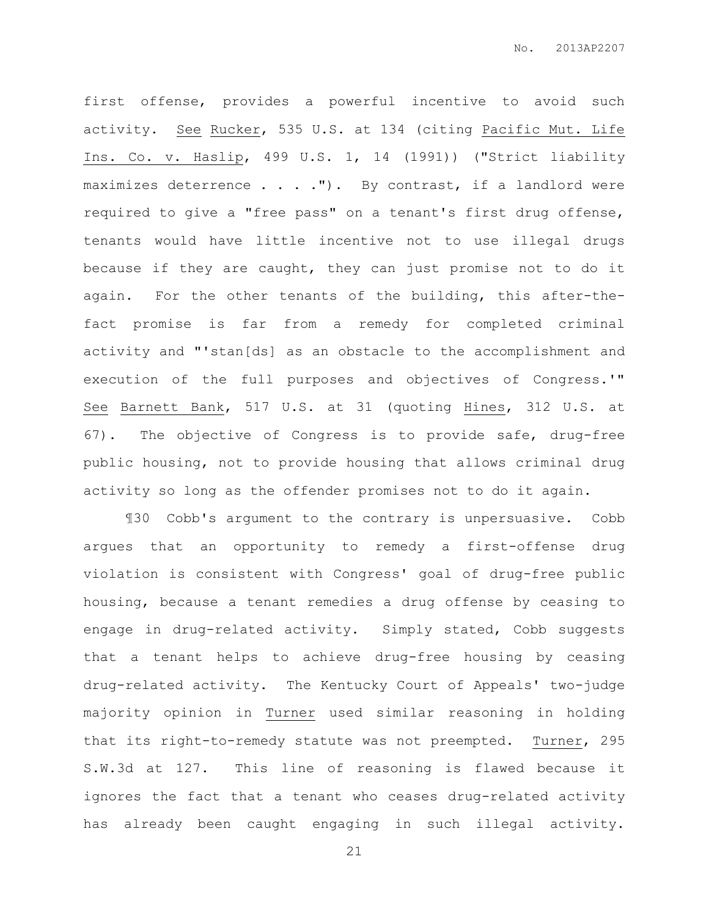first offense, provides a powerful incentive to avoid such activity. See Rucker, 535 U.S. at 134 (citing Pacific Mut. Life Ins. Co. v. Haslip, 499 U.S. 1, 14 (1991)) ("Strict liability maximizes deterrence . . . ."). By contrast, if a landlord were required to give a "free pass" on a tenant's first drug offense, tenants would have little incentive not to use illegal drugs because if they are caught, they can just promise not to do it again. For the other tenants of the building, this after-the-fact promise is far from a remedy for completed criminal activity and "'stan[ds] as an obstacle to the accomplishment and execution of the full purposes and objectives of Congress.'" See Barnett Bank, 517 U.S. at 31 (quoting Hines, 312 U.S. at 67). The objective of Congress is to provide safe, drug-free public housing, not to provide housing that allows criminal drug activity so long as the offender promises not to do it again.

¶30 Cobb's argument to the contrary is unpersuasive. Cobb argues that an opportunity to remedy a first-offense drug violation is consistent with Congress' goal of drug-free public housing, because a tenant remedies a drug offense by ceasing to engage in drug-related activity. Simply stated, Cobb suggests that a tenant helps to achieve drug-free housing by ceasing drug-related activity. The Kentucky Court of Appeals' two-judge majority opinion in Turner used similar reasoning in holding that its right-to-remedy statute was not preempted. Turner, 295 S.W.3d at 127. This line of reasoning is flawed because it ignores the fact that a tenant who ceases drug-related activity has already been caught engaging in such illegal activity.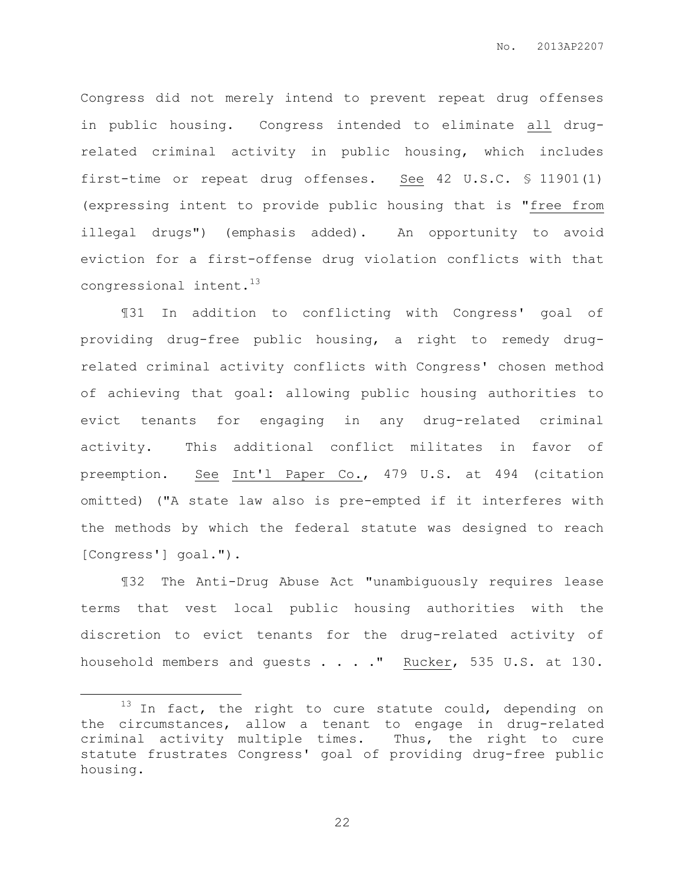Congress did not merely intend to prevent repeat drug offenses in public housing. Congress intended to eliminate <u>all</u> drug-related criminal activity in public housing, which includes first-time or repeat drug offenses. <u>See</u> 42 U.S.C. § 11901(1) (expressing intent to provide public housing that is "<u>free from</u> illegal drugs") (emphasis added). An opportunity to avoid eviction for a first-offense drug violation conflicts with that congressional intent.[13]

¶31 In addition to conflicting with Congress' goal of providing drug-free public housing, a right to remedy drug-related criminal activity conflicts with Congress' chosen method of achieving that goal: allowing public housing authorities to evict tenants for engaging in any drug-related criminal activity. This additional conflict militates in favor of preemption. <u>See</u> <u>Int'l Paper Co.</u>, 479 U.S. at 494 (citation omitted) ("A state law also is pre-empted if it interferes with the methods by which the federal statute was designed to reach [Congress'] goal.").

¶32 The Anti-Drug Abuse Act "unambiguously requires lease terms that vest local public housing authorities with the discretion to evict tenants for the drug-related activity of household members and guests . . . ." <u>Rucker</u>, 535 U.S. at 130.

---

[13] In fact, the right to cure statute could, depending on the circumstances, allow a tenant to engage in drug-related criminal activity multiple times. Thus, the right to cure statute frustrates Congress' goal of providing drug-free public housing.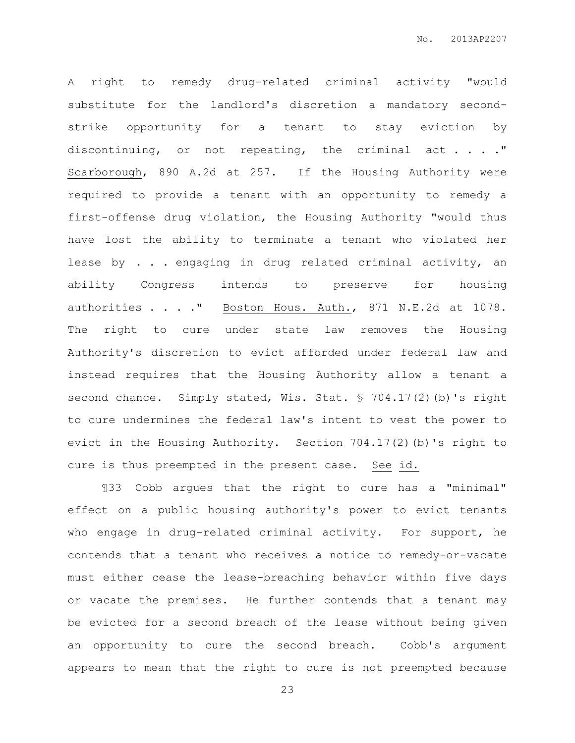A right to remedy drug-related criminal activity "would substitute for the landlord's discretion a mandatory second-strike opportunity for a tenant to stay eviction by discontinuing, or not repeating, the criminal act . . . ." Scarborough, 890 A.2d at 257. If the Housing Authority were required to provide a tenant with an opportunity to remedy a first-offense drug violation, the Housing Authority "would thus have lost the ability to terminate a tenant who violated her lease by . . . engaging in drug related criminal activity, an ability Congress intends to preserve for housing authorities . . . ." Boston Hous. Auth., 871 N.E.2d at 1078. The right to cure under state law removes the Housing Authority's discretion to evict afforded under federal law and instead requires that the Housing Authority allow a tenant a second chance. Simply stated, Wis. Stat. § 704.17(2)(b)'s right to cure undermines the federal law's intent to vest the power to evict in the Housing Authority. Section 704.17(2)(b)'s right to cure is thus preempted in the present case. See id.

¶33 Cobb argues that the right to cure has a "minimal" effect on a public housing authority's power to evict tenants who engage in drug-related criminal activity. For support, he contends that a tenant who receives a notice to remedy-or-vacate must either cease the lease-breaching behavior within five days or vacate the premises. He further contends that a tenant may be evicted for a second breach of the lease without being given an opportunity to cure the second breach. Cobb's argument appears to mean that the right to cure is not preempted because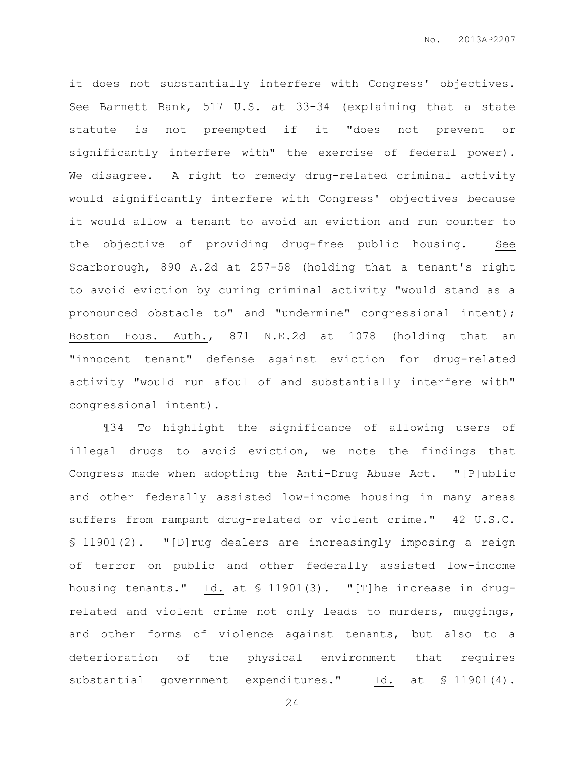it does not substantially interfere with Congress' objectives. See Barnett Bank, 517 U.S. at 33-34 (explaining that a state statute is not preempted if it "does not prevent or significantly interfere with" the exercise of federal power). We disagree. A right to remedy drug-related criminal activity would significantly interfere with Congress' objectives because it would allow a tenant to avoid an eviction and run counter to the objective of providing drug-free public housing. See Scarborough, 890 A.2d at 257-58 (holding that a tenant's right to avoid eviction by curing criminal activity "would stand as a pronounced obstacle to" and "undermine" congressional intent); Boston Hous. Auth., 871 N.E.2d at 1078 (holding that an "innocent tenant" defense against eviction for drug-related activity "would run afoul of and substantially interfere with" congressional intent).

¶34 To highlight the significance of allowing users of illegal drugs to avoid eviction, we note the findings that Congress made when adopting the Anti-Drug Abuse Act. "[P]ublic and other federally assisted low-income housing in many areas suffers from rampant drug-related or violent crime." 42 U.S.C. § 11901(2). "[D]rug dealers are increasingly imposing a reign of terror on public and other federally assisted low-income housing tenants." Id. at § 11901(3). "[T]he increase in drug-related and violent crime not only leads to murders, muggings, and other forms of violence against tenants, but also to a deterioration of the physical environment that requires substantial government expenditures." Id. at § 11901(4).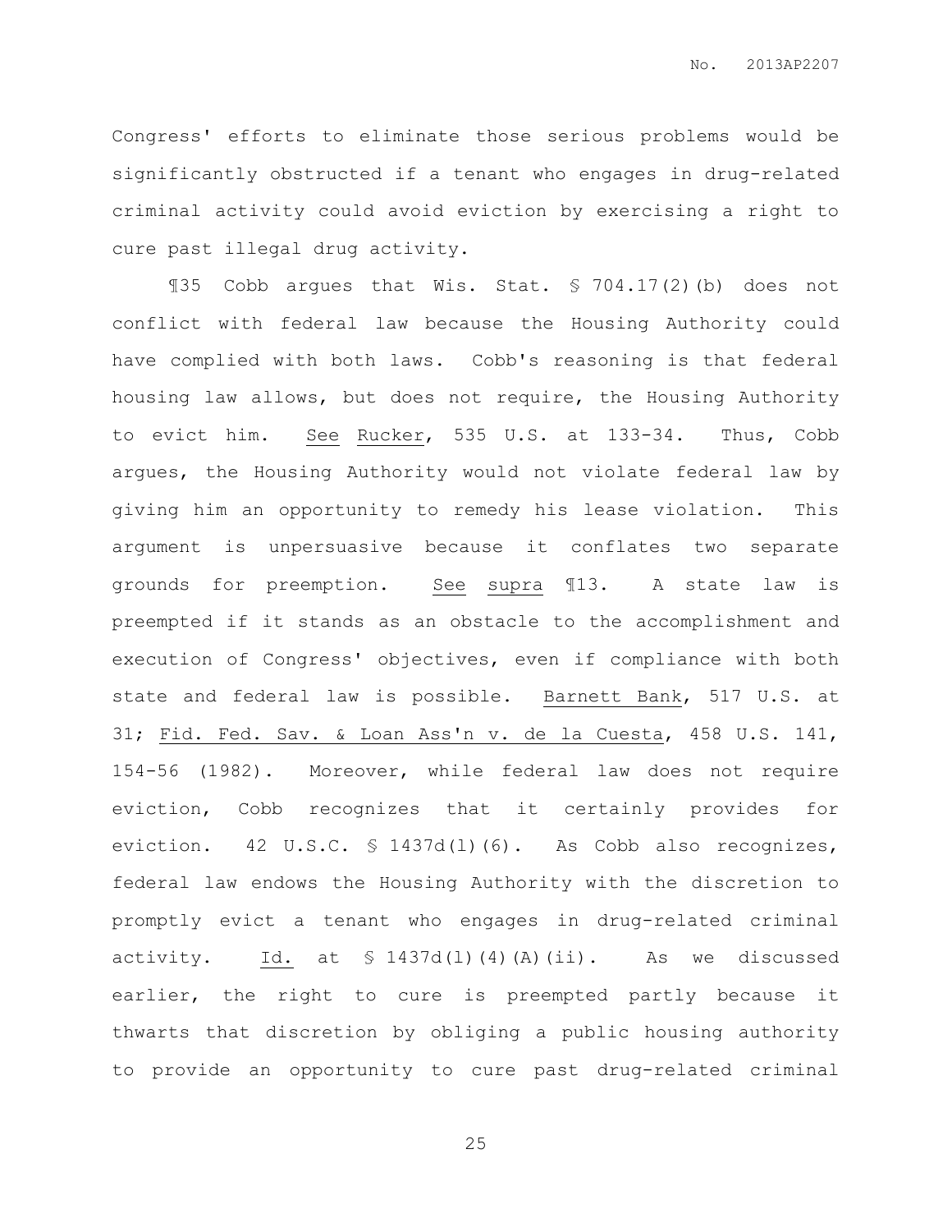Congress' efforts to eliminate those serious problems would be significantly obstructed if a tenant who engages in drug-related criminal activity could avoid eviction by exercising a right to cure past illegal drug activity.

¶35 Cobb argues that Wis. Stat. § 704.17(2)(b) does not conflict with federal law because the Housing Authority could have complied with both laws. Cobb's reasoning is that federal housing law allows, but does not require, the Housing Authority to evict him. See Rucker, 535 U.S. at 133-34. Thus, Cobb argues, the Housing Authority would not violate federal law by giving him an opportunity to remedy his lease violation. This argument is unpersuasive because it conflates two separate grounds for preemption. See supra ¶13. A state law is preempted if it stands as an obstacle to the accomplishment and execution of Congress' objectives, even if compliance with both state and federal law is possible. Barnett Bank, 517 U.S. at 31; Fid. Fed. Sav. & Loan Ass'n v. de la Cuesta, 458 U.S. 141, 154-56 (1982). Moreover, while federal law does not require eviction, Cobb recognizes that it certainly provides for eviction. 42 U.S.C. § 1437d(l)(6). As Cobb also recognizes, federal law endows the Housing Authority with the discretion to promptly evict a tenant who engages in drug-related criminal activity. Id. at § 1437d(l)(4)(A)(ii). As we discussed earlier, the right to cure is preempted partly because it thwarts that discretion by obliging a public housing authority to provide an opportunity to cure past drug-related criminal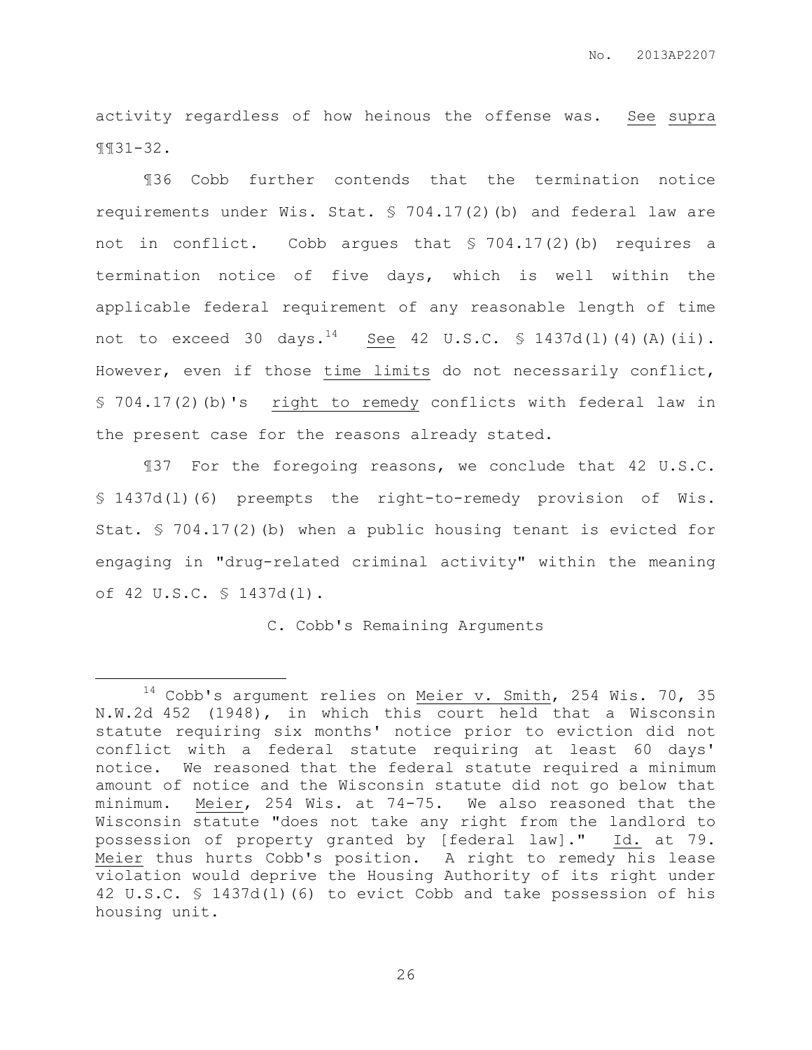activity regardless of how heinous the offense was. See supra ¶¶31-32.

¶36 Cobb further contends that the termination notice requirements under Wis. Stat. § 704.17(2)(b) and federal law are not in conflict. Cobb argues that § 704.17(2)(b) requires a termination notice of five days, which is well within the applicable federal requirement of any reasonable length of time not to exceed 30 days.[14] See 42 U.S.C. § 1437d(l)(4)(A)(ii). However, even if those time limits do not necessarily conflict, § 704.17(2)(b)'s right to remedy conflicts with federal law in the present case for the reasons already stated.

¶37 For the foregoing reasons, we conclude that 42 U.S.C. § 1437d(l)(6) preempts the right-to-remedy provision of Wis. Stat. § 704.17(2)(b) when a public housing tenant is evicted for engaging in "drug-related criminal activity" within the meaning of 42 U.S.C. § 1437d(l).

### C. Cobb's Remaining Arguments

---

[14] Cobb's argument relies on Meier v. Smith, 254 Wis. 70, 35 N.W.2d 452 (1948), in which this court held that a Wisconsin statute requiring six months' notice prior to eviction did not conflict with a federal statute requiring at least 60 days' notice. We reasoned that the federal statute required a minimum amount of notice and the Wisconsin statute did not go below that minimum. Meier, 254 Wis. at 74-75. We also reasoned that the Wisconsin statute "does not take any right from the landlord to possession of property granted by [federal law]." Id. at 79. Meier thus hurts Cobb's position. A right to remedy his lease violation would deprive the Housing Authority of its right under 42 U.S.C. § 1437d(l)(6) to evict Cobb and take possession of his housing unit.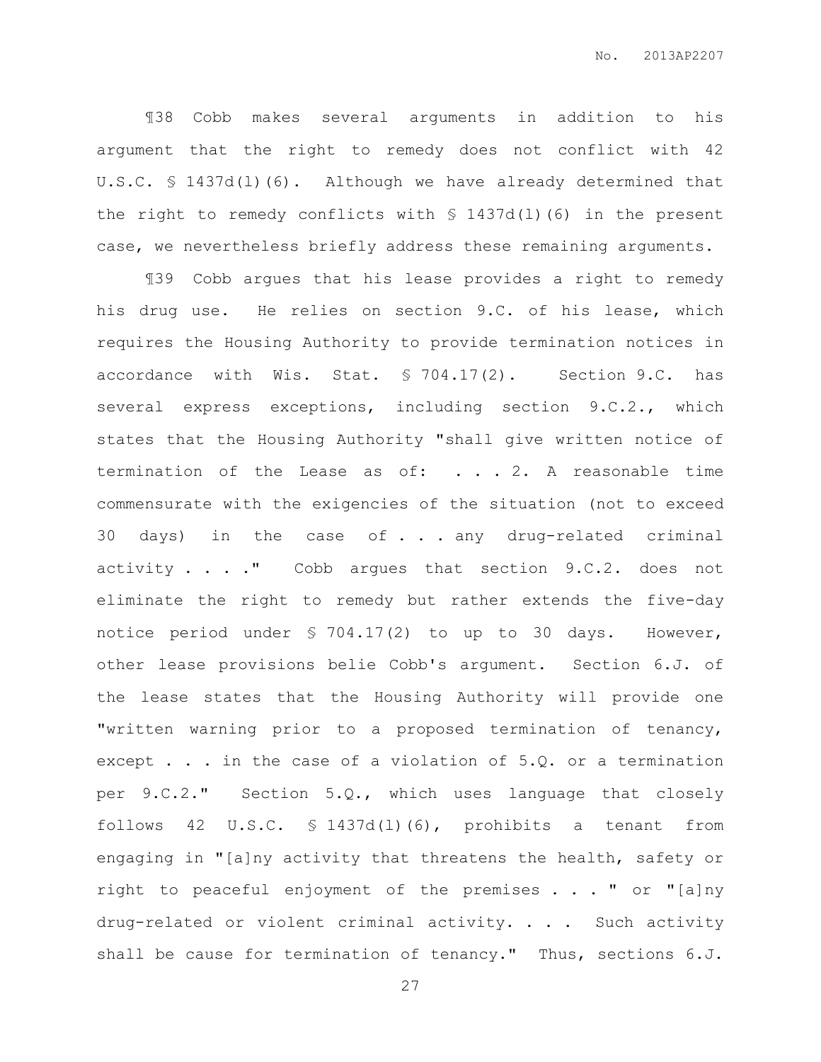¶38 Cobb makes several arguments in addition to his argument that the right to remedy does not conflict with 42 U.S.C. § 1437d(l)(6). Although we have already determined that the right to remedy conflicts with § 1437d(l)(6) in the present case, we nevertheless briefly address these remaining arguments.

¶39 Cobb argues that his lease provides a right to remedy his drug use. He relies on section 9.C. of his lease, which requires the Housing Authority to provide termination notices in accordance with Wis. Stat. § 704.17(2). Section 9.C. has several express exceptions, including section 9.C.2., which states that the Housing Authority "shall give written notice of termination of the Lease as of: . . . 2. A reasonable time commensurate with the exigencies of the situation (not to exceed 30 days) in the case of . . . any drug-related criminal activity . . . ." Cobb argues that section 9.C.2. does not eliminate the right to remedy but rather extends the five-day notice period under § 704.17(2) to up to 30 days. However, other lease provisions belie Cobb's argument. Section 6.J. of the lease states that the Housing Authority will provide one "written warning prior to a proposed termination of tenancy, except . . . in the case of a violation of 5.Q. or a termination per 9.C.2." Section 5.Q., which uses language that closely follows 42 U.S.C. § 1437d(l)(6), prohibits a tenant from engaging in "[a]ny activity that threatens the health, safety or right to peaceful enjoyment of the premises . . . " or "[a]ny drug-related or violent criminal activity. . . . Such activity shall be cause for termination of tenancy." Thus, sections 6.J.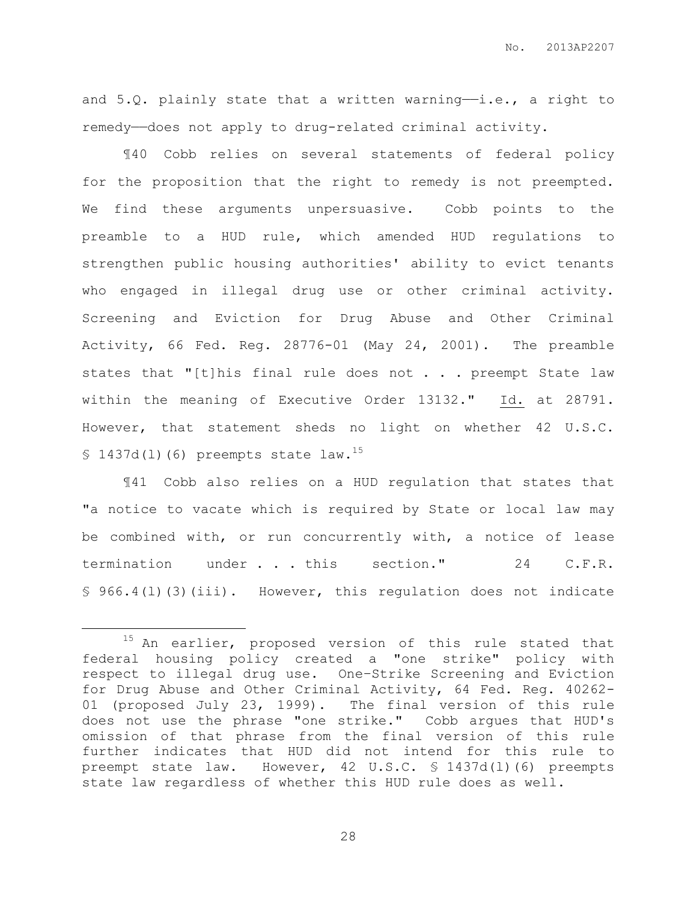and 5.Q. plainly state that a written warning——i.e., a right to remedy——does not apply to drug-related criminal activity.

¶40 Cobb relies on several statements of federal policy for the proposition that the right to remedy is not preempted. We find these arguments unpersuasive. Cobb points to the preamble to a HUD rule, which amended HUD regulations to strengthen public housing authorities' ability to evict tenants who engaged in illegal drug use or other criminal activity. Screening and Eviction for Drug Abuse and Other Criminal Activity, 66 Fed. Reg. 28776-01 (May 24, 2001). The preamble states that "[t]his final rule does not . . . preempt State law within the meaning of Executive Order 13132." Id. at 28791. However, that statement sheds no light on whether 42 U.S.C. § 1437d(l)(6) preempts state law.[15]

¶41 Cobb also relies on a HUD regulation that states that "a notice to vacate which is required by State or local law may be combined with, or run concurrently with, a notice of lease termination under . . . this section." 24 C.F.R. § 966.4(l)(3)(iii). However, this regulation does not indicate

---

[15] An earlier, proposed version of this rule stated that federal housing policy created a "one strike" policy with respect to illegal drug use. One-Strike Screening and Eviction for Drug Abuse and Other Criminal Activity, 64 Fed. Reg. 40262-01 (proposed July 23, 1999). The final version of this rule does not use the phrase "one strike." Cobb argues that HUD's omission of that phrase from the final version of this rule further indicates that HUD did not intend for this rule to preempt state law. However, 42 U.S.C. § 1437d(l)(6) preempts state law regardless of whether this HUD rule does as well.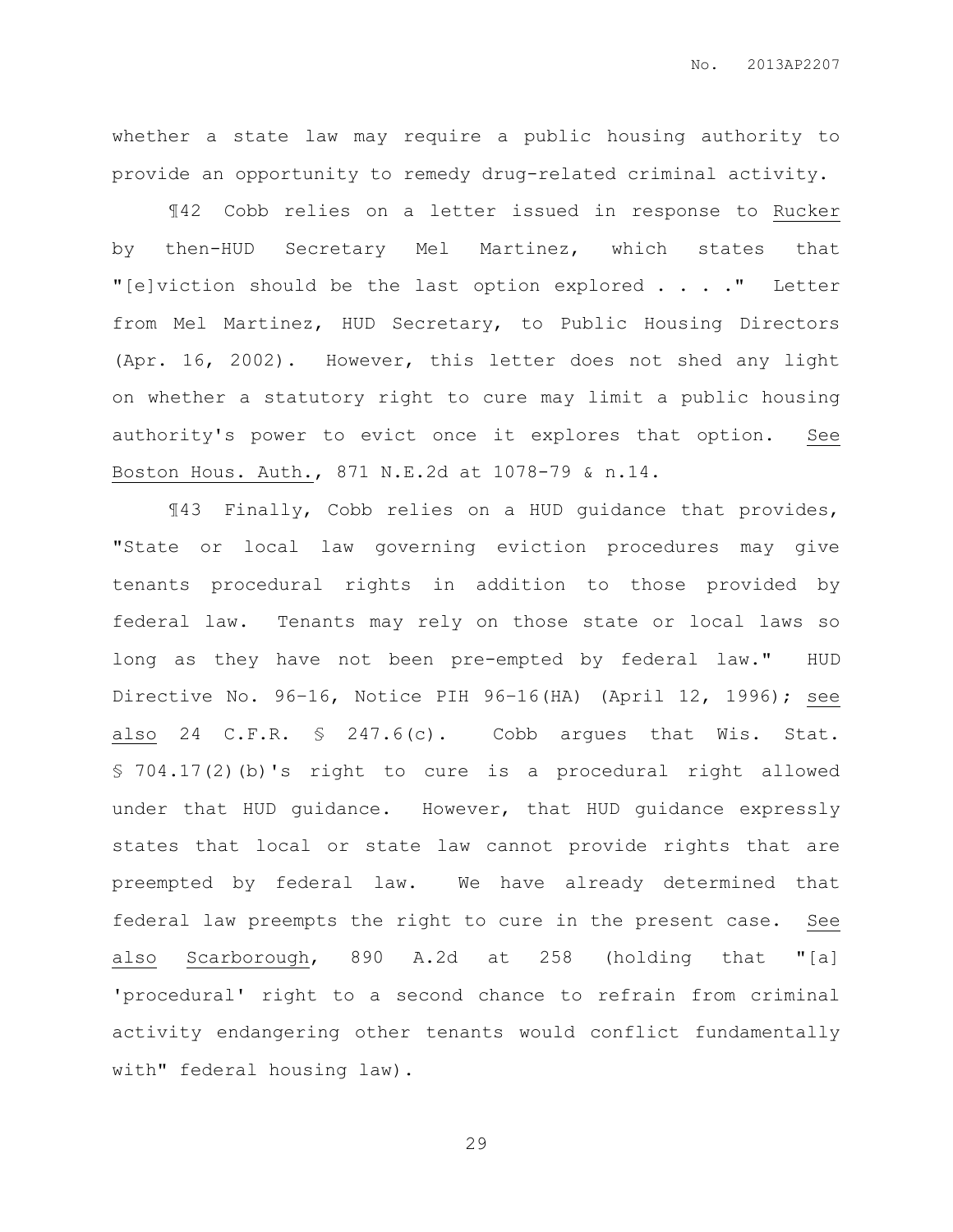whether a state law may require a public housing authority to provide an opportunity to remedy drug-related criminal activity.

¶42 Cobb relies on a letter issued in response to Rucker by then-HUD Secretary Mel Martinez, which states that "[e]viction should be the last option explored . . . ." Letter from Mel Martinez, HUD Secretary, to Public Housing Directors (Apr. 16, 2002). However, this letter does not shed any light on whether a statutory right to cure may limit a public housing authority's power to evict once it explores that option. See Boston Hous. Auth., 871 N.E.2d at 1078-79 & n.14.

¶43 Finally, Cobb relies on a HUD guidance that provides, "State or local law governing eviction procedures may give tenants procedural rights in addition to those provided by federal law. Tenants may rely on those state or local laws so long as they have not been pre-empted by federal law." HUD Directive No. 96–16, Notice PIH 96–16(HA) (April 12, 1996); see also 24 C.F.R. § 247.6(c). Cobb argues that Wis. Stat. § 704.17(2)(b)'s right to cure is a procedural right allowed under that HUD guidance. However, that HUD guidance expressly states that local or state law cannot provide rights that are preempted by federal law. We have already determined that federal law preempts the right to cure in the present case. See also Scarborough, 890 A.2d at 258 (holding that "[a] 'procedural' right to a second chance to refrain from criminal activity endangering other tenants would conflict fundamentally with" federal housing law).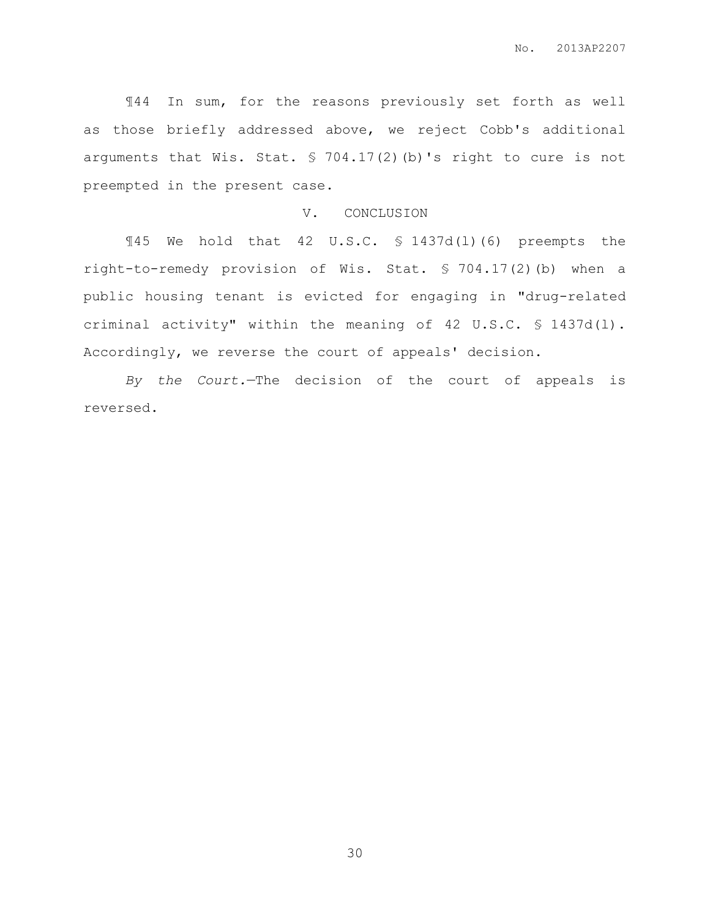¶44 In sum, for the reasons previously set forth as well as those briefly addressed above, we reject Cobb's additional arguments that Wis. Stat. § 704.17(2)(b)'s right to cure is not preempted in the present case.

## V. CONCLUSION

¶45 We hold that 42 U.S.C. § 1437d(l)(6) preempts the right-to-remedy provision of Wis. Stat. § 704.17(2)(b) when a public housing tenant is evicted for engaging in "drug-related criminal activity" within the meaning of 42 U.S.C. § 1437d(l). Accordingly, we reverse the court of appeals' decision.

*By the Court.*—The decision of the court of appeals is reversed.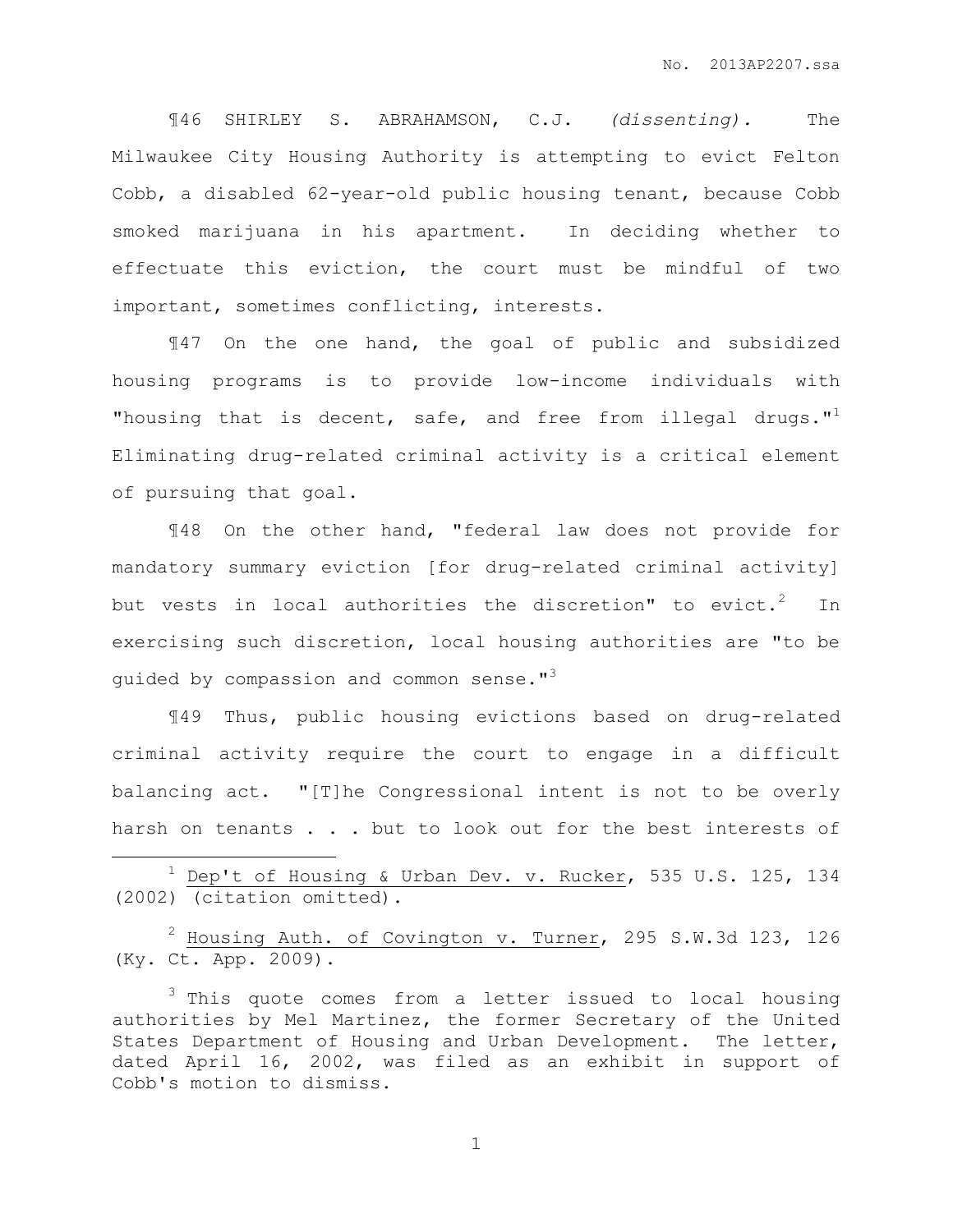¶46 SHIRLEY S. ABRAHAMSON, C.J. *(dissenting).* The Milwaukee City Housing Authority is attempting to evict Felton Cobb, a disabled 62-year-old public housing tenant, because Cobb smoked marijuana in his apartment. In deciding whether to effectuate this eviction, the court must be mindful of two important, sometimes conflicting, interests.

¶47 On the one hand, the goal of public and subsidized housing programs is to provide low-income individuals with "housing that is decent, safe, and free from illegal drugs."[1] Eliminating drug-related criminal activity is a critical element of pursuing that goal.

¶48 On the other hand, "federal law does not provide for mandatory summary eviction [for drug-related criminal activity] but vests in local authorities the discretion" to evict.[2] In exercising such discretion, local housing authorities are "to be guided by compassion and common sense."[3]

¶49 Thus, public housing evictions based on drug-related criminal activity require the court to engage in a difficult balancing act. "[T]he Congressional intent is not to be overly harsh on tenants . . . but to look out for the best interests of

---

[1] Dep't of Housing & Urban Dev. v. Rucker, 535 U.S. 125, 134 (2002) (citation omitted).

[2] Housing Auth. of Covington v. Turner, 295 S.W.3d 123, 126 (Ky. Ct. App. 2009).

[3] This quote comes from a letter issued to local housing authorities by Mel Martinez, the former Secretary of the United States Department of Housing and Urban Development. The letter, dated April 16, 2002, was filed as an exhibit in support of Cobb's motion to dismiss.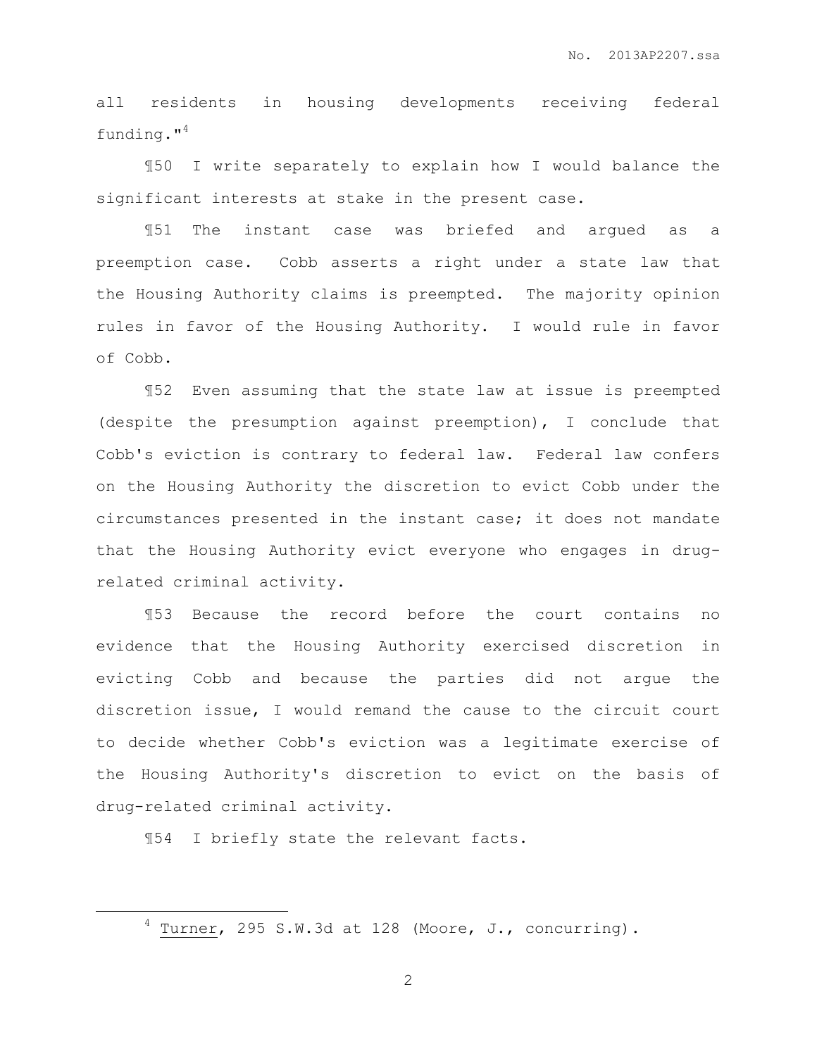all residents in housing developments receiving federal funding."[4]

¶50 I write separately to explain how I would balance the significant interests at stake in the present case.

¶51 The instant case was briefed and argued as a preemption case. Cobb asserts a right under a state law that the Housing Authority claims is preempted. The majority opinion rules in favor of the Housing Authority. I would rule in favor of Cobb.

¶52 Even assuming that the state law at issue is preempted (despite the presumption against preemption), I conclude that Cobb's eviction is contrary to federal law. Federal law confers on the Housing Authority the discretion to evict Cobb under the circumstances presented in the instant case; it does not mandate that the Housing Authority evict everyone who engages in drug-related criminal activity.

¶53 Because the record before the court contains no evidence that the Housing Authority exercised discretion in evicting Cobb and because the parties did not argue the discretion issue, I would remand the cause to the circuit court to decide whether Cobb's eviction was a legitimate exercise of the Housing Authority's discretion to evict on the basis of drug-related criminal activity.

¶54 I briefly state the relevant facts.

---

[4] Turner, 295 S.W.3d at 128 (Moore, J., concurring).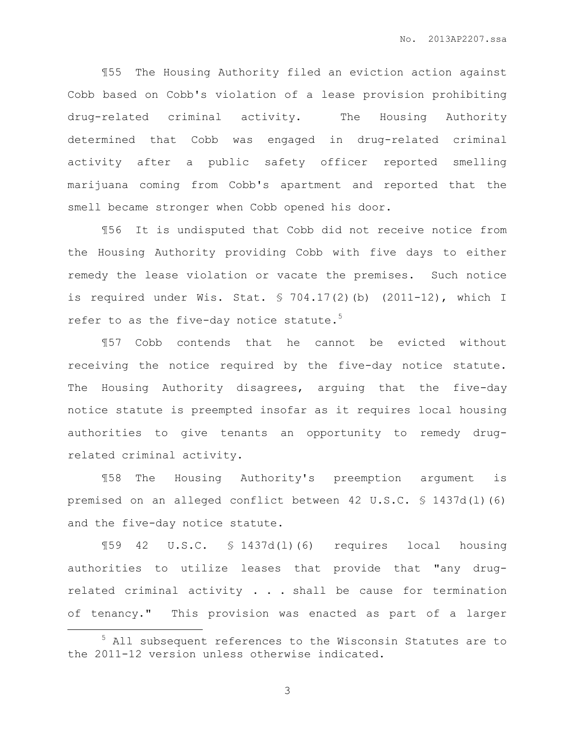¶55 The Housing Authority filed an eviction action against Cobb based on Cobb's violation of a lease provision prohibiting drug-related criminal activity. The Housing Authority determined that Cobb was engaged in drug-related criminal activity after a public safety officer reported smelling marijuana coming from Cobb's apartment and reported that the smell became stronger when Cobb opened his door.

¶56 It is undisputed that Cobb did not receive notice from the Housing Authority providing Cobb with five days to either remedy the lease violation or vacate the premises. Such notice is required under Wis. Stat. § 704.17(2)(b) (2011-12), which I refer to as the five-day notice statute.[5]

¶57 Cobb contends that he cannot be evicted without receiving the notice required by the five-day notice statute. The Housing Authority disagrees, arguing that the five-day notice statute is preempted insofar as it requires local housing authorities to give tenants an opportunity to remedy drug-related criminal activity.

¶58 The Housing Authority's preemption argument is premised on an alleged conflict between 42 U.S.C. § 1437d(l)(6) and the five-day notice statute.

¶59 42 U.S.C. § 1437d(l)(6) requires local housing authorities to utilize leases that provide that "any drug-related criminal activity . . . shall be cause for termination of tenancy." This provision was enacted as part of a larger

---

[5] All subsequent references to the Wisconsin Statutes are to the 2011-12 version unless otherwise indicated.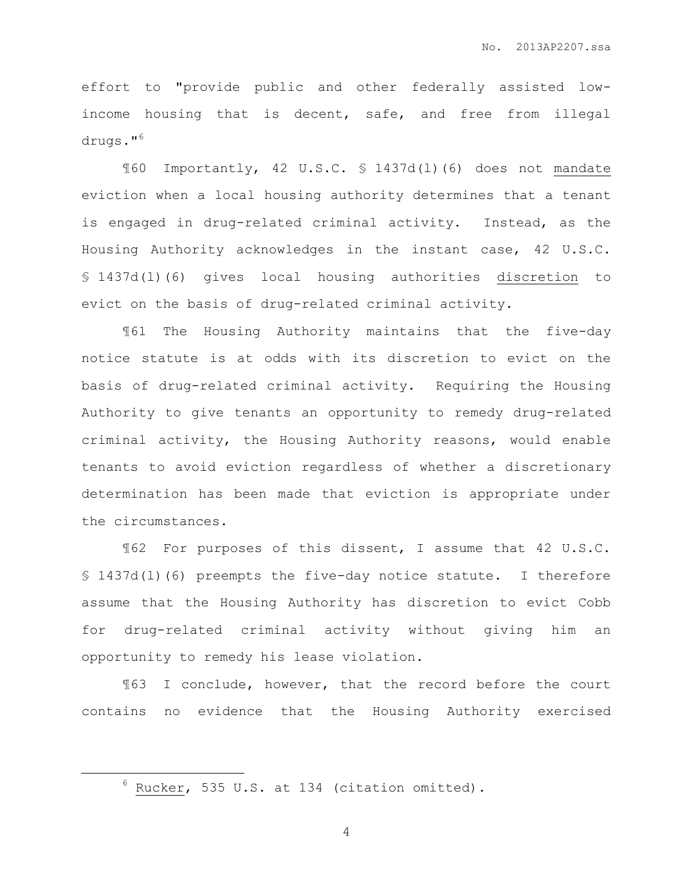effort to "provide public and other federally assisted low-income housing that is decent, safe, and free from illegal drugs."[6]

¶60 Importantly, 42 U.S.C. § 1437d(l)(6) does not <u>mandate</u> eviction when a local housing authority determines that a tenant is engaged in drug-related criminal activity. Instead, as the Housing Authority acknowledges in the instant case, 42 U.S.C. § 1437d(l)(6) gives local housing authorities <u>discretion</u> to evict on the basis of drug-related criminal activity.

¶61 The Housing Authority maintains that the five-day notice statute is at odds with its discretion to evict on the basis of drug-related criminal activity. Requiring the Housing Authority to give tenants an opportunity to remedy drug-related criminal activity, the Housing Authority reasons, would enable tenants to avoid eviction regardless of whether a discretionary determination has been made that eviction is appropriate under the circumstances.

¶62 For purposes of this dissent, I assume that 42 U.S.C. § 1437d(l)(6) preempts the five-day notice statute. I therefore assume that the Housing Authority has discretion to evict Cobb for drug-related criminal activity without giving him an opportunity to remedy his lease violation.

¶63 I conclude, however, that the record before the court contains no evidence that the Housing Authority exercised

---

[6] <u>Rucker</u>, 535 U.S. at 134 (citation omitted).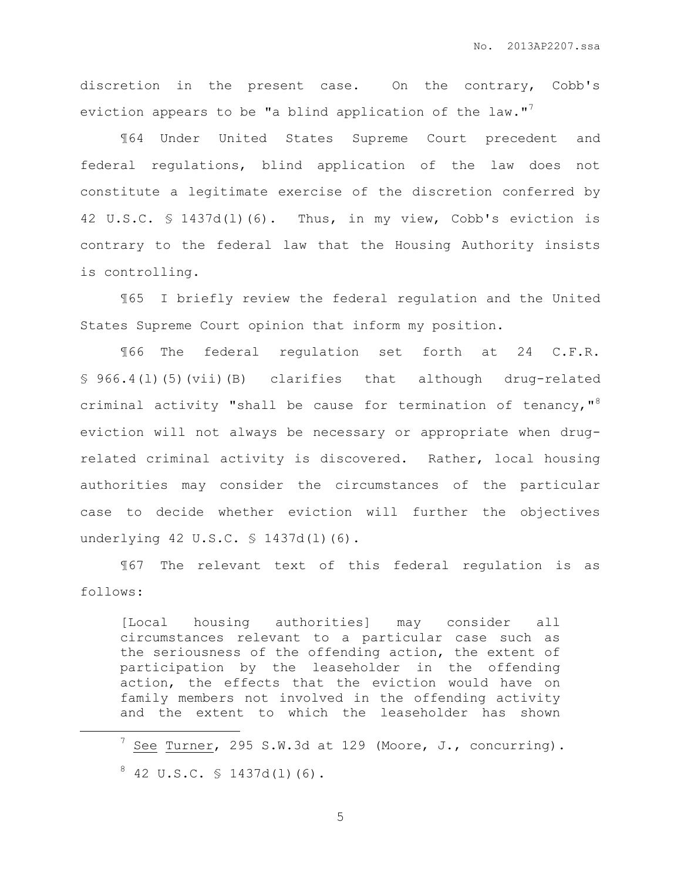discretion in the present case. On the contrary, Cobb's eviction appears to be "a blind application of the law."[7]

¶64 Under United States Supreme Court precedent and federal regulations, blind application of the law does not constitute a legitimate exercise of the discretion conferred by 42 U.S.C. § 1437d(l)(6). Thus, in my view, Cobb's eviction is contrary to the federal law that the Housing Authority insists is controlling.

¶65 I briefly review the federal regulation and the United States Supreme Court opinion that inform my position.

¶66 The federal regulation set forth at 24 C.F.R. § 966.4(l)(5)(vii)(B) clarifies that although drug-related criminal activity "shall be cause for termination of tenancy,"[8] eviction will not always be necessary or appropriate when drug-related criminal activity is discovered. Rather, local housing authorities may consider the circumstances of the particular case to decide whether eviction will further the objectives underlying 42 U.S.C. § 1437d(l)(6).

¶67 The relevant text of this federal regulation is as follows:

> [Local housing authorities] may consider all circumstances relevant to a particular case such as the seriousness of the offending action, the extent of participation by the leaseholder in the offending action, the effects that the eviction would have on family members not involved in the offending activity and the extent to which the leaseholder has shown

---

[7] See Turner, 295 S.W.3d at 129 (Moore, J., concurring).

[8] 42 U.S.C. § 1437d(l)(6).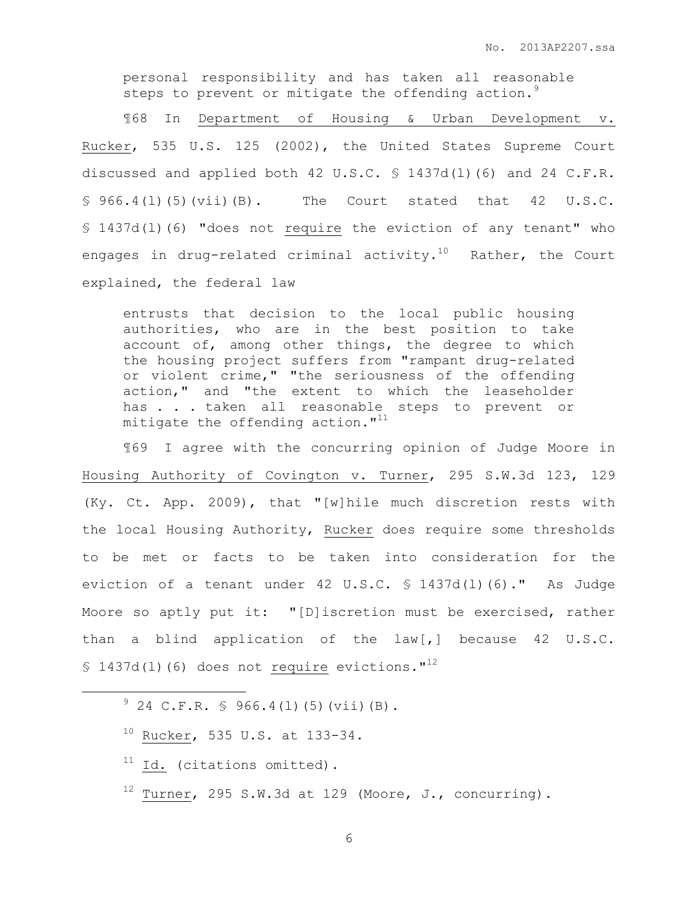> personal responsibility and has taken all reasonable steps to prevent or mitigate the offending action.[9]

¶68 In Department of Housing & Urban Development v. Rucker, 535 U.S. 125 (2002), the United States Supreme Court discussed and applied both 42 U.S.C. § 1437d(l)(6) and 24 C.F.R. § 966.4(l)(5)(vii)(B). The Court stated that 42 U.S.C. § 1437d(l)(6) "does not require the eviction of any tenant" who engages in drug-related criminal activity.[10] Rather, the Court explained, the federal law

> entrusts that decision to the local public housing authorities, who are in the best position to take account of, among other things, the degree to which the housing project suffers from "rampant drug-related or violent crime," "the seriousness of the offending action," and "the extent to which the leaseholder has . . . taken all reasonable steps to prevent or mitigate the offending action."[11]

¶69 I agree with the concurring opinion of Judge Moore in Housing Authority of Covington v. Turner, 295 S.W.3d 123, 129 (Ky. Ct. App. 2009), that "[w]hile much discretion rests with the local Housing Authority, Rucker does require some thresholds to be met or facts to be taken into consideration for the eviction of a tenant under 42 U.S.C. § 1437d(l)(6)." As Judge Moore so aptly put it: "[D]iscretion must be exercised, rather than a blind application of the law[,] because 42 U.S.C. § 1437d(l)(6) does not require evictions."[12]

---

[9] 24 C.F.R. § 966.4(l)(5)(vii)(B).

[10] Rucker, 535 U.S. at 133-34.

[11] Id. (citations omitted).

[12] Turner, 295 S.W.3d at 129 (Moore, J., concurring).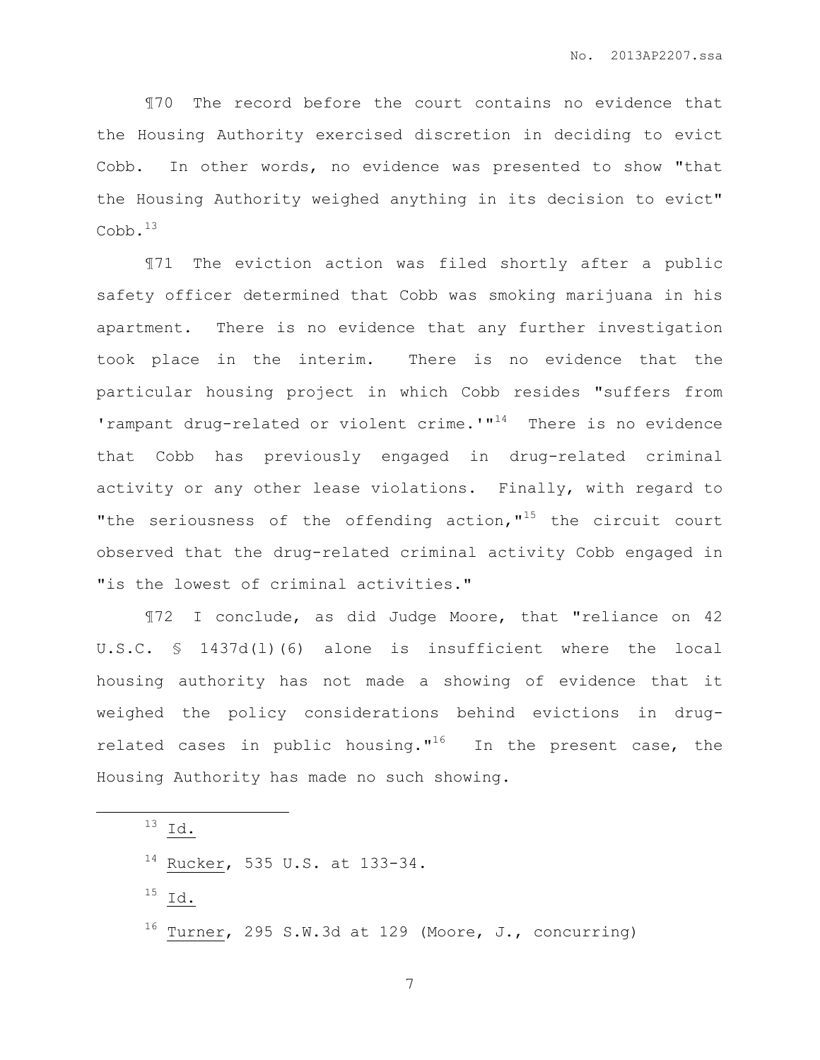¶70 The record before the court contains no evidence that the Housing Authority exercised discretion in deciding to evict Cobb. In other words, no evidence was presented to show "that the Housing Authority weighed anything in its decision to evict" Cobb.[13]

¶71 The eviction action was filed shortly after a public safety officer determined that Cobb was smoking marijuana in his apartment. There is no evidence that any further investigation took place in the interim. There is no evidence that the particular housing project in which Cobb resides "suffers from 'rampant drug-related or violent crime.'"[14] There is no evidence that Cobb has previously engaged in drug-related criminal activity or any other lease violations. Finally, with regard to "the seriousness of the offending action,"[15] the circuit court observed that the drug-related criminal activity Cobb engaged in "is the lowest of criminal activities."

¶72 I conclude, as did Judge Moore, that "reliance on 42 U.S.C. § 1437d(l)(6) alone is insufficient where the local housing authority has not made a showing of evidence that it weighed the policy considerations behind evictions in drug-related cases in public housing."[16] In the present case, the Housing Authority has made no such showing.

---

[13] Id.

[14] Rucker, 535 U.S. at 133-34.

[15] Id.

[16] Turner, 295 S.W.3d at 129 (Moore, J., concurring)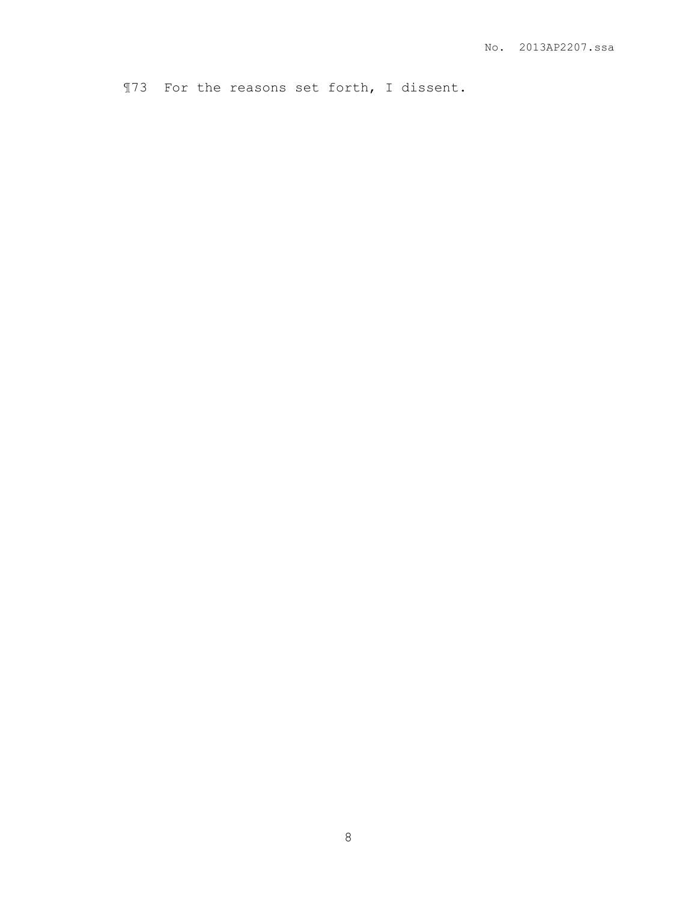¶73 For the reasons set forth, I dissent.